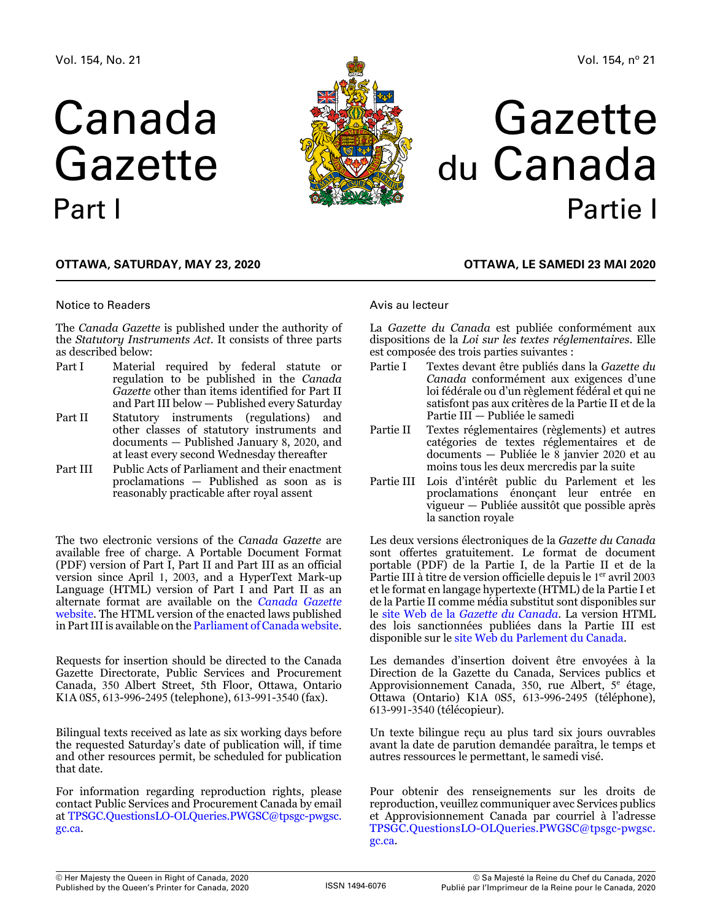Vol. 154, No. 21

# Canada Gazette
## Part I

**OTTAWA, SATURDAY, MAY 23, 2020**

Notice to Readers

The *Canada Gazette* is published under the authority of the *Statutory Instruments Act*. It consists of three parts as described below:

| | |
|---|---|
| Part I | Material required by federal statute or regulation to be published in the *Canada Gazette* other than items identified for Part II and Part III below — Published every Saturday |
| Part II | Statutory instruments (regulations) and other classes of statutory instruments and documents — Published January 8, 2020, and at least every second Wednesday thereafter |
| Part III | Public Acts of Parliament and their enactment proclamations — Published as soon as is reasonably practicable after royal assent |

The two electronic versions of the *Canada Gazette* are available free of charge. A Portable Document Format (PDF) version of Part I, Part II and Part III as an official version since April 1, 2003, and a HyperText Mark-up Language (HTML) version of Part I and Part II as an alternate format are available on the *Canada Gazette* website. The HTML version of the enacted laws published in Part III is available on the Parliament of Canada website.

Requests for insertion should be directed to the Canada Gazette Directorate, Public Services and Procurement Canada, 350 Albert Street, 5th Floor, Ottawa, Ontario K1A 0S5, 613-996-2495 (telephone), 613-991-3540 (fax).

Bilingual texts received as late as six working days before the requested Saturday's date of publication will, if time and other resources permit, be scheduled for publication that date.

For information regarding reproduction rights, please contact Public Services and Procurement Canada by email at TPSGC.QuestionsLO-OLQueries.PWGSC@tpsgc-pwgsc.gc.ca.

© Her Majesty the Queen in Right of Canada, 2020
Published by the Queen's Printer for Canada, 2020

ISSN 1494-6076

Vol. 154, nº 21

# Gazette du Canada
## Partie I

**OTTAWA, LE SAMEDI 23 MAI 2020**

Avis au lecteur

La *Gazette du Canada* est publiée conformément aux dispositions de la *Loi sur les textes réglementaires*. Elle est composée des trois parties suivantes :

| | |
|---|---|
| Partie I | Textes devant être publiés dans la *Gazette du Canada* conformément aux exigences d'une loi fédérale ou d'un règlement fédéral et qui ne satisfont pas aux critères de la Partie II et de la Partie III — Publiée le samedi |
| Partie II | Textes réglementaires (règlements) et autres catégories de textes réglementaires et de documents — Publiée le 8 janvier 2020 et au moins tous les deux mercredis par la suite |
| Partie III | Lois d'intérêt public du Parlement et les proclamations énonçant leur entrée en vigueur — Publiée aussitôt que possible après la sanction royale |

Les deux versions électroniques de la *Gazette du Canada* sont offertes gratuitement. Le format de document portable (PDF) de la Partie I, de la Partie II et de la Partie III à titre de version officielle depuis le 1er avril 2003 et le format en langage hypertexte (HTML) de la Partie I et de la Partie II comme média substitut sont disponibles sur le site Web de la *Gazette du Canada*. La version HTML des lois sanctionnées publiées dans la Partie III est disponible sur le site Web du Parlement du Canada.

Les demandes d'insertion doivent être envoyées à la Direction de la Gazette du Canada, Services publics et Approvisionnement Canada, 350, rue Albert, 5e étage, Ottawa (Ontario) K1A 0S5, 613-996-2495 (téléphone), 613-991-3540 (télécopieur).

Un texte bilingue reçu au plus tard six jours ouvrables avant la date de parution demandée paraîtra, le temps et autres ressources le permettant, le samedi visé.

Pour obtenir des renseignements sur les droits de reproduction, veuillez communiquer avec Services publics et Approvisionnement Canada par courriel à l'adresse TPSGC.QuestionsLO-OLQueries.PWGSC@tpsgc-pwgsc.gc.ca.

© Sa Majesté la Reine du Chef du Canada, 2020
Publié par l'Imprimeur de la Reine pour le Canada, 2020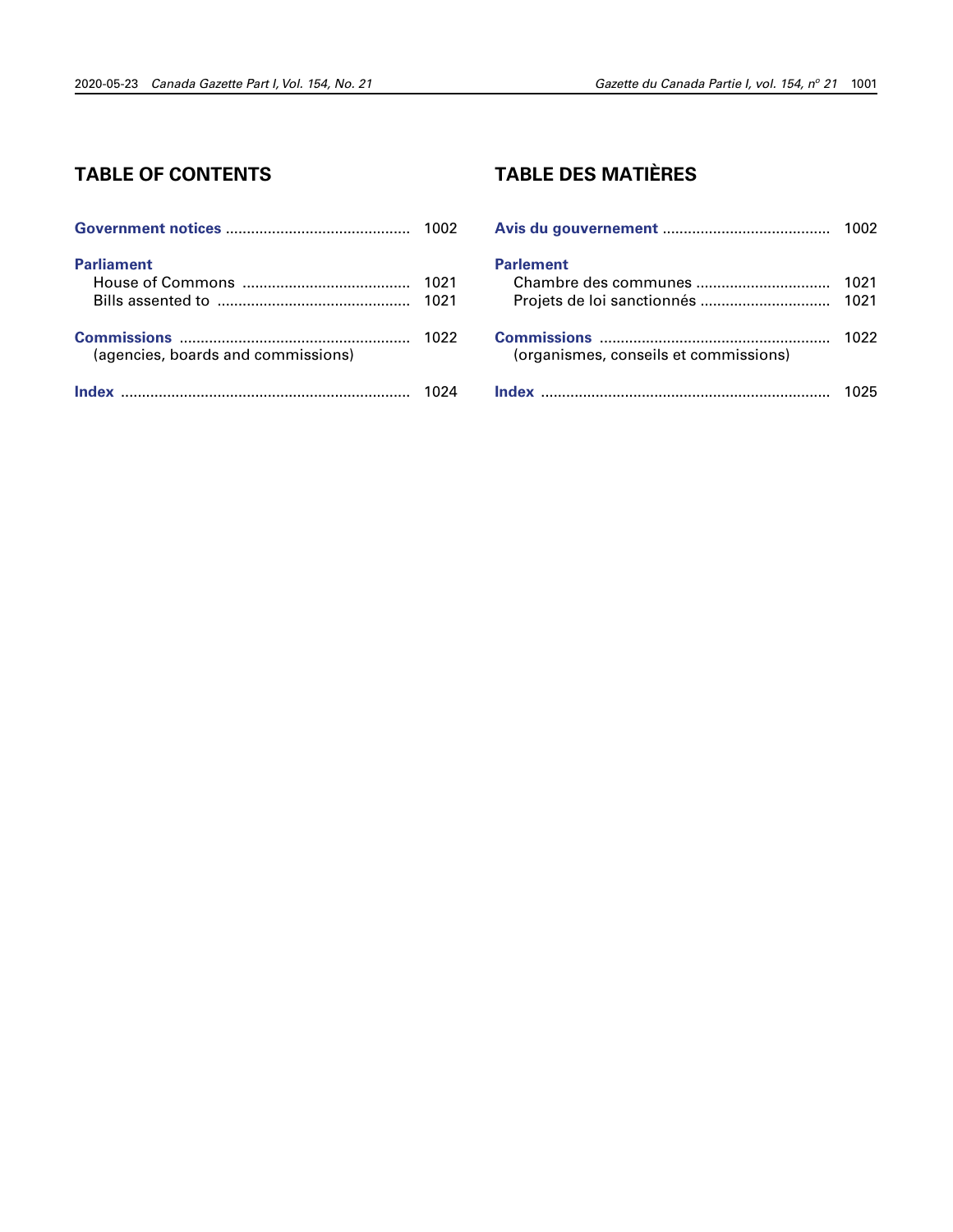## TABLE OF CONTENTS

**Government notices** ............................................ 1002

**Parliament**
- House of Commons ........................................ 1021
- Bills assented to ............................................. 1021

**Commissions** ....................................................... 1022
(agencies, boards and commissions)

**Index** .................................................................... 1024

## TABLE DES MATIÈRES

**Avis du gouvernement** ........................................ 1002

**Parlement**
- Chambre des communes ................................ 1021
- Projets de loi sanctionnés ............................... 1021

**Commissions** ....................................................... 1022
(organismes, conseils et commissions)

**Index** .................................................................... 1025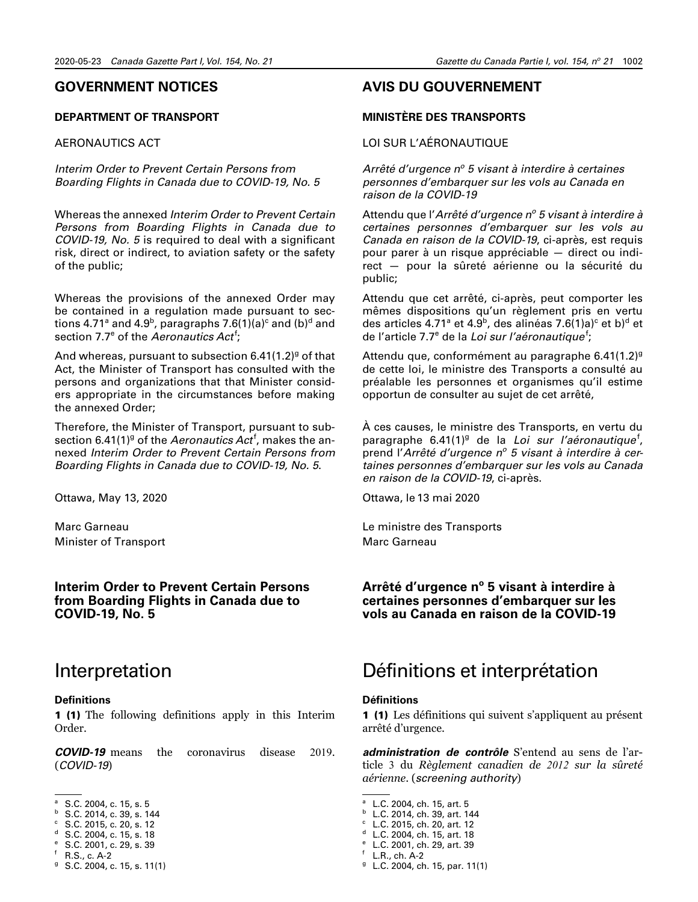## GOVERNMENT NOTICES

### DEPARTMENT OF TRANSPORT

AERONAUTICS ACT

*Interim Order to Prevent Certain Persons from Boarding Flights in Canada due to COVID-19, No. 5*

Whereas the annexed *Interim Order to Prevent Certain Persons from Boarding Flights in Canada due to COVID-19, No. 5* is required to deal with a significant risk, direct or indirect, to aviation safety or the safety of the public;

Whereas the provisions of the annexed Order may be contained in a regulation made pursuant to sections 4.71[a] and 4.9[b], paragraphs 7.6(1)(a)[c] and (b)[d] and section 7.7[e] of the *Aeronautics Act*[f];

And whereas, pursuant to subsection 6.41(1.2)[g] of that Act, the Minister of Transport has consulted with the persons and organizations that that Minister considers appropriate in the circumstances before making the annexed Order;

Therefore, the Minister of Transport, pursuant to subsection 6.41(1)[g] of the *Aeronautics Act*[f], makes the annexed *Interim Order to Prevent Certain Persons from Boarding Flights in Canada due to COVID-19, No. 5*.

Ottawa, May 13, 2020

Marc Garneau
Minister of Transport

### Interim Order to Prevent Certain Persons from Boarding Flights in Canada due to COVID-19, No. 5

## Interpretation

**Definitions**

**1 (1)** The following definitions apply in this Interim Order.

***COVID-19*** means the coronavirus disease 2019. (*COVID-19*)

---

[a] S.C. 2004, c. 15, s. 5
[b] S.C. 2014, c. 39, s. 144
[c] S.C. 2015, c. 20, s. 12
[d] S.C. 2004, c. 15, s. 18
[e] S.C. 2001, c. 29, s. 39
[f] R.S., c. A-2
[g] S.C. 2004, c. 15, s. 11(1)

---

## AVIS DU GOUVERNEMENT

### MINISTÈRE DES TRANSPORTS

LOI SUR L'AÉRONAUTIQUE

*Arrêté d'urgence nº 5 visant à interdire à certaines personnes d'embarquer sur les vols au Canada en raison de la COVID-19*

Attendu que l'*Arrêté d'urgence nº 5 visant à interdire à certaines personnes d'embarquer sur les vols au Canada en raison de la COVID-19*, ci-après, est requis pour parer à un risque appréciable — direct ou indirect — pour la sûreté aérienne ou la sécurité du public;

Attendu que cet arrêté, ci-après, peut comporter les mêmes dispositions qu'un règlement pris en vertu des articles 4.71[a] et 4.9[b], des alinéas 7.6(1)a)[c] et b)[d] et de l'article 7.7[e] de la *Loi sur l'aéronautique*[f];

Attendu que, conformément au paragraphe 6.41(1.2)[g] de cette loi, le ministre des Transports a consulté au préalable les personnes et organismes qu'il estime opportun de consulter au sujet de cet arrêté,

À ces causes, le ministre des Transports, en vertu du paragraphe 6.41(1)[g] de la *Loi sur l'aéronautique*[f], prend l'*Arrêté d'urgence nº 5 visant à interdire à certaines personnes d'embarquer sur les vols au Canada en raison de la COVID-19*, ci-après.

Ottawa, le 13 mai 2020

Le ministre des Transports
Marc Garneau

### Arrêté d'urgence nº 5 visant à interdire à certaines personnes d'embarquer sur les vols au Canada en raison de la COVID-19

## Définitions et interprétation

**Définitions**

**1 (1)** Les définitions qui suivent s'appliquent au présent arrêté d'urgence.

***administration de contrôle*** S'entend au sens de l'article 3 du *Règlement canadien de 2012 sur la sûreté aérienne*. (*screening authority*)

---

[a] L.C. 2004, ch. 15, art. 5
[b] L.C. 2014, ch. 39, art. 144
[c] L.C. 2015, ch. 20, art. 12
[d] L.C. 2004, ch. 15, art. 18
[e] L.C. 2001, ch. 29, art. 39
[f] L.R., ch. A-2
[g] L.C. 2004, ch. 15, par. 11(1)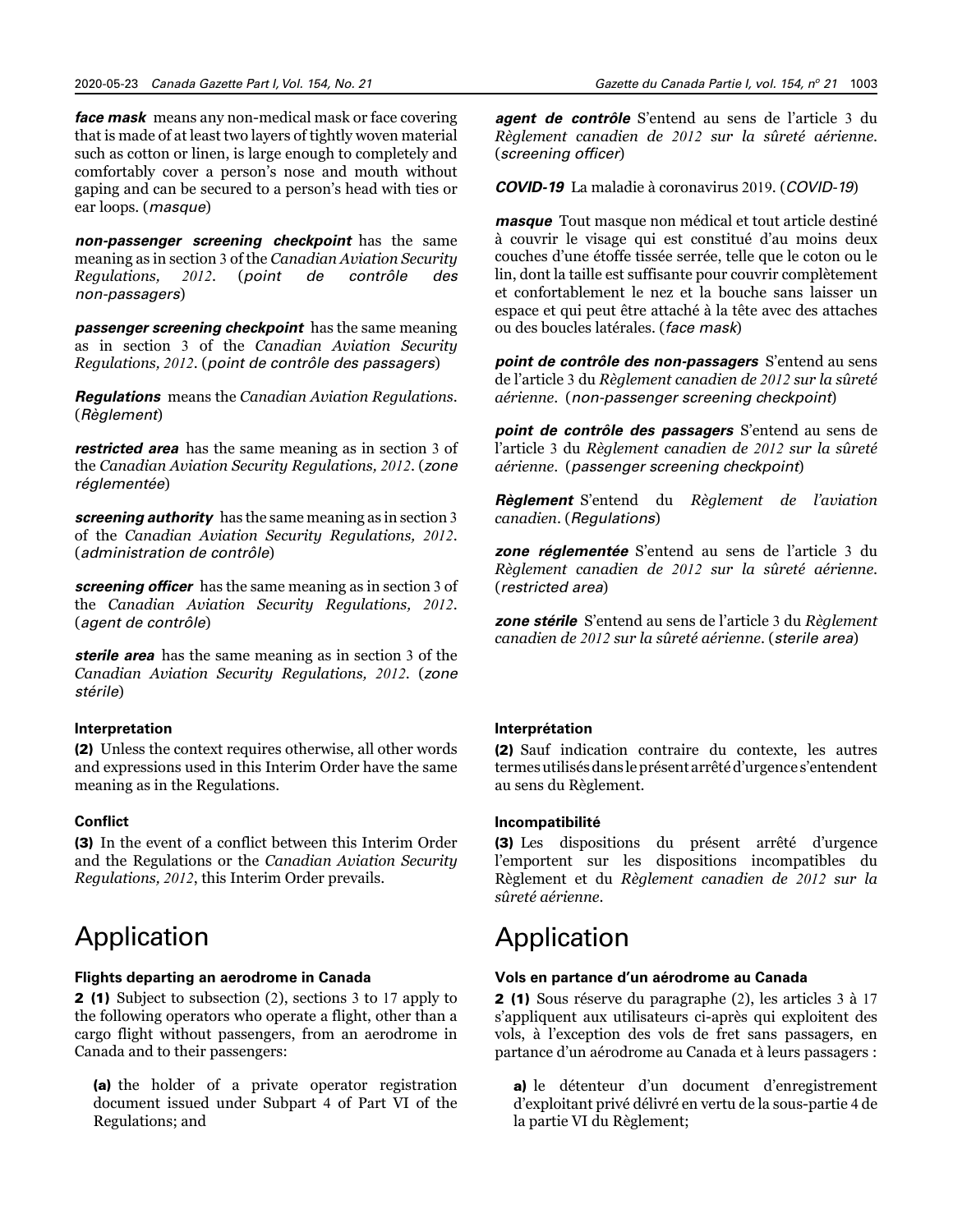***face mask*** means any non-medical mask or face covering that is made of at least two layers of tightly woven material such as cotton or linen, is large enough to completely and comfortably cover a person's nose and mouth without gaping and can be secured to a person's head with ties or ear loops. (*masque*)

***non-passenger screening checkpoint*** has the same meaning as in section 3 of the *Canadian Aviation Security Regulations, 2012*. (*point de contrôle des non-passagers*)

***passenger screening checkpoint*** has the same meaning as in section 3 of the *Canadian Aviation Security Regulations, 2012*. (*point de contrôle des passagers*)

***Regulations*** means the *Canadian Aviation Regulations*. (*Règlement*)

***restricted area*** has the same meaning as in section 3 of the *Canadian Aviation Security Regulations, 2012*. (*zone réglementée*)

***screening authority*** has the same meaning as in section 3 of the *Canadian Aviation Security Regulations, 2012*. (*administration de contrôle*)

***screening officer*** has the same meaning as in section 3 of the *Canadian Aviation Security Regulations, 2012*. (*agent de contrôle*)

***sterile area*** has the same meaning as in section 3 of the *Canadian Aviation Security Regulations, 2012*. (*zone stérile*)

#### Interpretation

**(2)** Unless the context requires otherwise, all other words and expressions used in this Interim Order have the same meaning as in the Regulations.

#### Conflict

**(3)** In the event of a conflict between this Interim Order and the Regulations or the *Canadian Aviation Security Regulations, 2012*, this Interim Order prevails.

## Application

#### Flights departing an aerodrome in Canada

**2 (1)** Subject to subsection (2), sections 3 to 17 apply to the following operators who operate a flight, other than a cargo flight without passengers, from an aerodrome in Canada and to their passengers:

**(a)** the holder of a private operator registration document issued under Subpart 4 of Part VI of the Regulations; and

***agent de contrôle*** S'entend au sens de l'article 3 du *Règlement canadien de 2012 sur la sûreté aérienne*. (*screening officer*)

***COVID-19*** La maladie à coronavirus 2019. (*COVID-19*)

***masque*** Tout masque non médical et tout article destiné à couvrir le visage qui est constitué d'au moins deux couches d'une étoffe tissée serrée, telle que le coton ou le lin, dont la taille est suffisante pour couvrir complètement et confortablement le nez et la bouche sans laisser un espace et qui peut être attaché à la tête avec des attaches ou des boucles latérales. (*face mask*)

***point de contrôle des non-passagers*** S'entend au sens de l'article 3 du *Règlement canadien de 2012 sur la sûreté aérienne*. (*non-passenger screening checkpoint*)

***point de contrôle des passagers*** S'entend au sens de l'article 3 du *Règlement canadien de 2012 sur la sûreté aérienne*. (*passenger screening checkpoint*)

***Règlement*** S'entend du *Règlement de l'aviation canadien*. (*Regulations*)

***zone réglementée*** S'entend au sens de l'article 3 du *Règlement canadien de 2012 sur la sûreté aérienne*. (*restricted area*)

***zone stérile*** S'entend au sens de l'article 3 du *Règlement canadien de 2012 sur la sûreté aérienne*. (*sterile area*)

#### Interprétation

**(2)** Sauf indication contraire du contexte, les autres termes utilisés dans le présent arrêté d'urgence s'entendent au sens du Règlement.

#### Incompatibilité

**(3)** Les dispositions du présent arrêté d'urgence l'emportent sur les dispositions incompatibles du Règlement et du *Règlement canadien de 2012 sur la sûreté aérienne*.

## Application

#### Vols en partance d'un aérodrome au Canada

**2 (1)** Sous réserve du paragraphe (2), les articles 3 à 17 s'appliquent aux utilisateurs ci-après qui exploitent des vols, à l'exception des vols de fret sans passagers, en partance d'un aérodrome au Canada et à leurs passagers :

**a)** le détenteur d'un document d'enregistrement d'exploitant privé délivré en vertu de la sous-partie 4 de la partie VI du Règlement;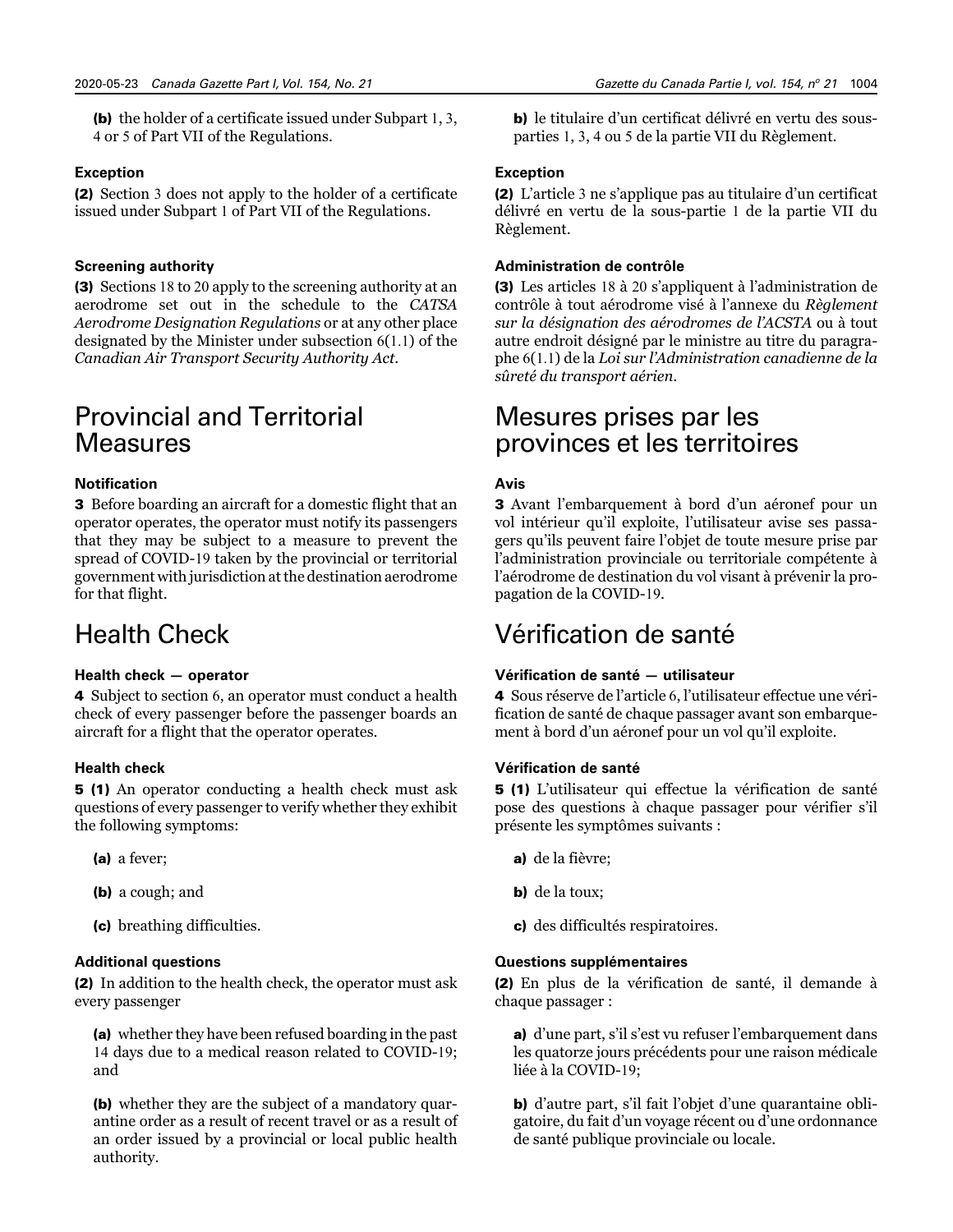**(b)** the holder of a certificate issued under Subpart 1, 3, 4 or 5 of Part VII of the Regulations.

#### Exception

**(2)** Section 3 does not apply to the holder of a certificate issued under Subpart 1 of Part VII of the Regulations.

#### Screening authority

**(3)** Sections 18 to 20 apply to the screening authority at an aerodrome set out in the schedule to the *CATSA Aerodrome Designation Regulations* or at any other place designated by the Minister under subsection 6(1.1) of the *Canadian Air Transport Security Authority Act*.

## Provincial and Territorial Measures

#### Notification

**3** Before boarding an aircraft for a domestic flight that an operator operates, the operator must notify its passengers that they may be subject to a measure to prevent the spread of COVID-19 taken by the provincial or territorial government with jurisdiction at the destination aerodrome for that flight.

## Health Check

#### Health check — operator

**4** Subject to section 6, an operator must conduct a health check of every passenger before the passenger boards an aircraft for a flight that the operator operates.

#### Health check

**5 (1)** An operator conducting a health check must ask questions of every passenger to verify whether they exhibit the following symptoms:

**(a)** a fever;

**(b)** a cough; and

**(c)** breathing difficulties.

#### Additional questions

**(2)** In addition to the health check, the operator must ask every passenger

**(a)** whether they have been refused boarding in the past 14 days due to a medical reason related to COVID-19; and

**(b)** whether they are the subject of a mandatory quarantine order as a result of recent travel or as a result of an order issued by a provincial or local public health authority.

**b)** le titulaire d'un certificat délivré en vertu des sous-parties 1, 3, 4 ou 5 de la partie VII du Règlement.

#### Exception

**(2)** L'article 3 ne s'applique pas au titulaire d'un certificat délivré en vertu de la sous-partie 1 de la partie VII du Règlement.

#### Administration de contrôle

**(3)** Les articles 18 à 20 s'appliquent à l'administration de contrôle à tout aérodrome visé à l'annexe du *Règlement sur la désignation des aérodromes de l'ACSTA* ou à tout autre endroit désigné par le ministre au titre du paragraphe 6(1.1) de la *Loi sur l'Administration canadienne de la sûreté du transport aérien*.

## Mesures prises par les provinces et les territoires

#### Avis

**3** Avant l'embarquement à bord d'un aéronef pour un vol intérieur qu'il exploite, l'utilisateur avise ses passagers qu'ils peuvent faire l'objet de toute mesure prise par l'administration provinciale ou territoriale compétente à l'aérodrome de destination du vol visant à prévenir la propagation de la COVID-19.

## Vérification de santé

#### Vérification de santé — utilisateur

**4** Sous réserve de l'article 6, l'utilisateur effectue une vérification de santé de chaque passager avant son embarquement à bord d'un aéronef pour un vol qu'il exploite.

#### Vérification de santé

**5 (1)** L'utilisateur qui effectue la vérification de santé pose des questions à chaque passager pour vérifier s'il présente les symptômes suivants :

**a)** de la fièvre;

**b)** de la toux;

**c)** des difficultés respiratoires.

#### Questions supplémentaires

**(2)** En plus de la vérification de santé, il demande à chaque passager :

**a)** d'une part, s'il s'est vu refuser l'embarquement dans les quatorze jours précédents pour une raison médicale liée à la COVID-19;

**b)** d'autre part, s'il fait l'objet d'une quarantaine obligatoire, du fait d'un voyage récent ou d'une ordonnance de santé publique provinciale ou locale.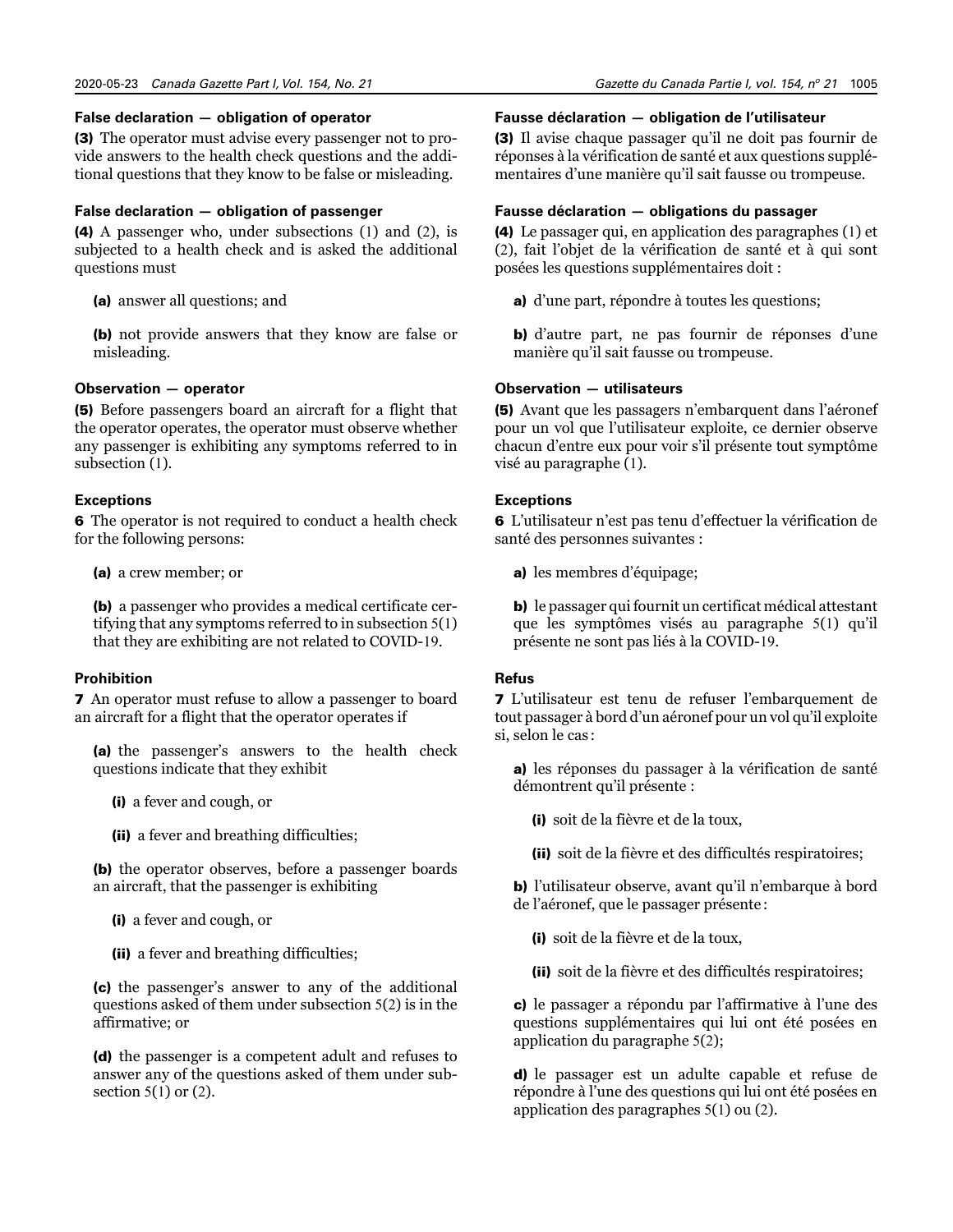#### False declaration — obligation of operator

**(3)** The operator must advise every passenger not to provide answers to the health check questions and the additional questions that they know to be false or misleading.

#### False declaration — obligation of passenger

**(4)** A passenger who, under subsections (1) and (2), is subjected to a health check and is asked the additional questions must

**(a)** answer all questions; and

**(b)** not provide answers that they know are false or misleading.

#### Observation — operator

**(5)** Before passengers board an aircraft for a flight that the operator operates, the operator must observe whether any passenger is exhibiting any symptoms referred to in subsection (1).

#### Exceptions

**6** The operator is not required to conduct a health check for the following persons:

**(a)** a crew member; or

**(b)** a passenger who provides a medical certificate certifying that any symptoms referred to in subsection 5(1) that they are exhibiting are not related to COVID-19.

#### Prohibition

**7** An operator must refuse to allow a passenger to board an aircraft for a flight that the operator operates if

**(a)** the passenger's answers to the health check questions indicate that they exhibit

**(i)** a fever and cough, or

**(ii)** a fever and breathing difficulties;

**(b)** the operator observes, before a passenger boards an aircraft, that the passenger is exhibiting

**(i)** a fever and cough, or

**(ii)** a fever and breathing difficulties;

**(c)** the passenger's answer to any of the additional questions asked of them under subsection 5(2) is in the affirmative; or

**(d)** the passenger is a competent adult and refuses to answer any of the questions asked of them under subsection 5(1) or (2).

#### Fausse déclaration — obligation de l'utilisateur

**(3)** Il avise chaque passager qu'il ne doit pas fournir de réponses à la vérification de santé et aux questions supplémentaires d'une manière qu'il sait fausse ou trompeuse.

#### Fausse déclaration — obligations du passager

**(4)** Le passager qui, en application des paragraphes (1) et (2), fait l'objet de la vérification de santé et à qui sont posées les questions supplémentaires doit :

**a)** d'une part, répondre à toutes les questions;

**b)** d'autre part, ne pas fournir de réponses d'une manière qu'il sait fausse ou trompeuse.

#### Observation — utilisateurs

**(5)** Avant que les passagers n'embarquent dans l'aéronef pour un vol que l'utilisateur exploite, ce dernier observe chacun d'entre eux pour voir s'il présente tout symptôme visé au paragraphe (1).

#### Exceptions

**6** L'utilisateur n'est pas tenu d'effectuer la vérification de santé des personnes suivantes :

**a)** les membres d'équipage;

**b)** le passager qui fournit un certificat médical attestant que les symptômes visés au paragraphe 5(1) qu'il présente ne sont pas liés à la COVID-19.

#### Refus

**7** L'utilisateur est tenu de refuser l'embarquement de tout passager à bord d'un aéronef pour un vol qu'il exploite si, selon le cas :

**a)** les réponses du passager à la vérification de santé démontrent qu'il présente :

**(i)** soit de la fièvre et de la toux,

**(ii)** soit de la fièvre et des difficultés respiratoires;

**b)** l'utilisateur observe, avant qu'il n'embarque à bord de l'aéronef, que le passager présente :

**(i)** soit de la fièvre et de la toux,

**(ii)** soit de la fièvre et des difficultés respiratoires;

**c)** le passager a répondu par l'affirmative à l'une des questions supplémentaires qui lui ont été posées en application du paragraphe 5(2);

**d)** le passager est un adulte capable et refuse de répondre à l'une des questions qui lui ont été posées en application des paragraphes 5(1) ou (2).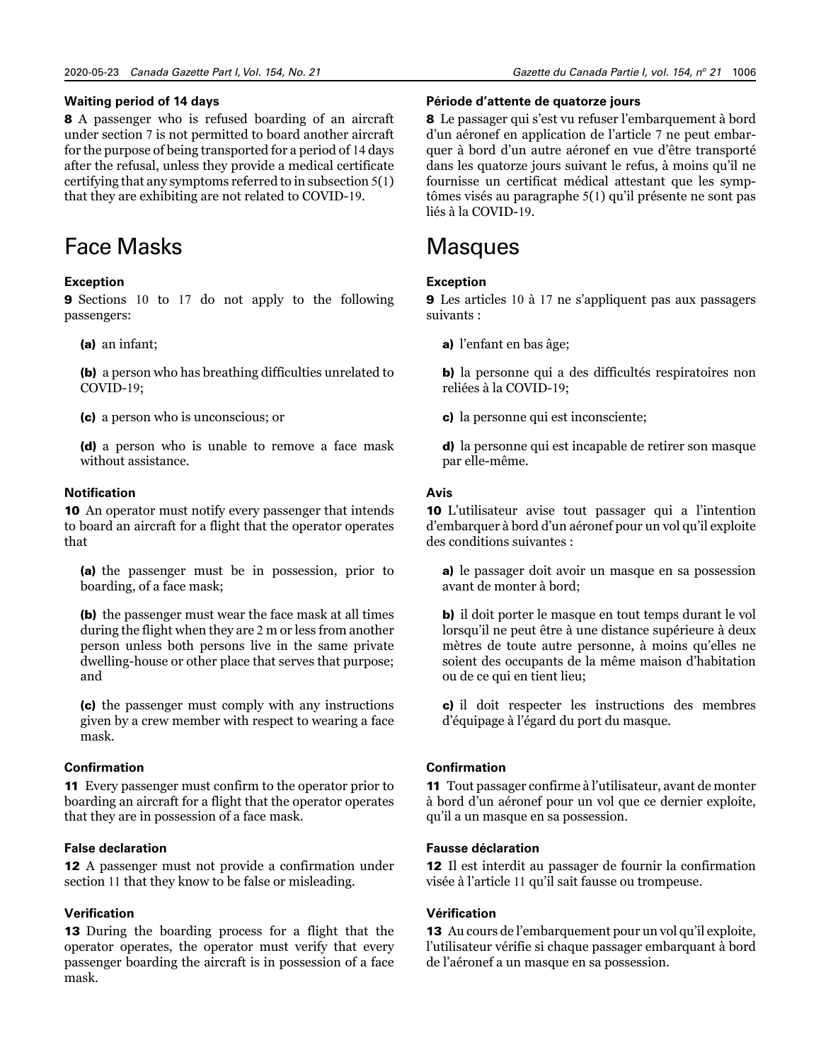### Waiting period of 14 days

**8** A passenger who is refused boarding of an aircraft under section 7 is not permitted to board another aircraft for the purpose of being transported for a period of 14 days after the refusal, unless they provide a medical certificate certifying that any symptoms referred to in subsection 5(1) that they are exhibiting are not related to COVID-19.

## Face Masks

### Exception

**9** Sections 10 to 17 do not apply to the following passengers:

**(a)** an infant;

**(b)** a person who has breathing difficulties unrelated to COVID-19;

**(c)** a person who is unconscious; or

**(d)** a person who is unable to remove a face mask without assistance.

### Notification

**10** An operator must notify every passenger that intends to board an aircraft for a flight that the operator operates that

**(a)** the passenger must be in possession, prior to boarding, of a face mask;

**(b)** the passenger must wear the face mask at all times during the flight when they are 2 m or less from another person unless both persons live in the same private dwelling-house or other place that serves that purpose; and

**(c)** the passenger must comply with any instructions given by a crew member with respect to wearing a face mask.

### Confirmation

**11** Every passenger must confirm to the operator prior to boarding an aircraft for a flight that the operator operates that they are in possession of a face mask.

### False declaration

**12** A passenger must not provide a confirmation under section 11 that they know to be false or misleading.

### Verification

**13** During the boarding process for a flight that the operator operates, the operator must verify that every passenger boarding the aircraft is in possession of a face mask.

### Période d'attente de quatorze jours

**8** Le passager qui s'est vu refuser l'embarquement à bord d'un aéronef en application de l'article 7 ne peut embarquer à bord d'un autre aéronef en vue d'être transporté dans les quatorze jours suivant le refus, à moins qu'il ne fournisse un certificat médical attestant que les symptômes visés au paragraphe 5(1) qu'il présente ne sont pas liés à la COVID-19.

## Masques

### Exception

**9** Les articles 10 à 17 ne s'appliquent pas aux passagers suivants :

**a)** l'enfant en bas âge;

**b)** la personne qui a des difficultés respiratoires non reliées à la COVID-19;

**c)** la personne qui est inconsciente;

**d)** la personne qui est incapable de retirer son masque par elle-même.

### Avis

**10** L'utilisateur avise tout passager qui a l'intention d'embarquer à bord d'un aéronef pour un vol qu'il exploite des conditions suivantes :

**a)** le passager doit avoir un masque en sa possession avant de monter à bord;

**b)** il doit porter le masque en tout temps durant le vol lorsqu'il ne peut être à une distance supérieure à deux mètres de toute autre personne, à moins qu'elles ne soient des occupants de la même maison d'habitation ou de ce qui en tient lieu;

**c)** il doit respecter les instructions des membres d'équipage à l'égard du port du masque.

### Confirmation

**11** Tout passager confirme à l'utilisateur, avant de monter à bord d'un aéronef pour un vol que ce dernier exploite, qu'il a un masque en sa possession.

### Fausse déclaration

**12** Il est interdit au passager de fournir la confirmation visée à l'article 11 qu'il sait fausse ou trompeuse.

### Vérification

**13** Au cours de l'embarquement pour un vol qu'il exploite, l'utilisateur vérifie si chaque passager embarquant à bord de l'aéronef a un masque en sa possession.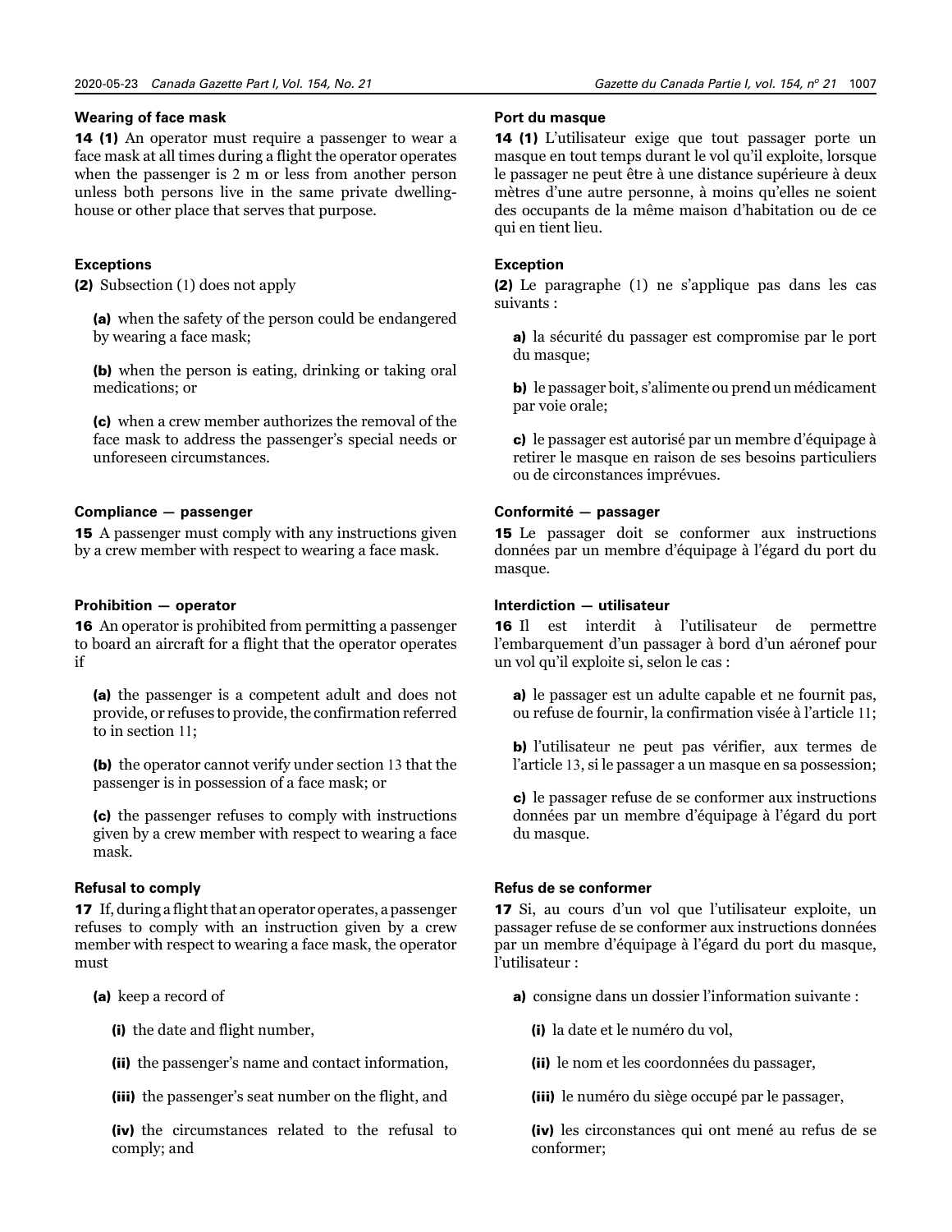**Wearing of face mask**

**14 (1)** An operator must require a passenger to wear a face mask at all times during a flight the operator operates when the passenger is 2 m or less from another person unless both persons live in the same private dwelling-house or other place that serves that purpose.

**Exceptions**

**(2)** Subsection (1) does not apply

**(a)** when the safety of the person could be endangered by wearing a face mask;

**(b)** when the person is eating, drinking or taking oral medications; or

**(c)** when a crew member authorizes the removal of the face mask to address the passenger's special needs or unforeseen circumstances.

**Compliance — passenger**

**15** A passenger must comply with any instructions given by a crew member with respect to wearing a face mask.

**Prohibition — operator**

**16** An operator is prohibited from permitting a passenger to board an aircraft for a flight that the operator operates if

**(a)** the passenger is a competent adult and does not provide, or refuses to provide, the confirmation referred to in section 11;

**(b)** the operator cannot verify under section 13 that the passenger is in possession of a face mask; or

**(c)** the passenger refuses to comply with instructions given by a crew member with respect to wearing a face mask.

**Refusal to comply**

**17** If, during a flight that an operator operates, a passenger refuses to comply with an instruction given by a crew member with respect to wearing a face mask, the operator must

**(a)** keep a record of

**(i)** the date and flight number,

**(ii)** the passenger's name and contact information,

**(iii)** the passenger's seat number on the flight, and

**(iv)** the circumstances related to the refusal to comply; and

**Port du masque**

**14 (1)** L'utilisateur exige que tout passager porte un masque en tout temps durant le vol qu'il exploite, lorsque le passager ne peut être à une distance supérieure à deux mètres d'une autre personne, à moins qu'elles ne soient des occupants de la même maison d'habitation ou de ce qui en tient lieu.

**Exception**

**(2)** Le paragraphe (1) ne s'applique pas dans les cas suivants :

**a)** la sécurité du passager est compromise par le port du masque;

**b)** le passager boit, s'alimente ou prend un médicament par voie orale;

**c)** le passager est autorisé par un membre d'équipage à retirer le masque en raison de ses besoins particuliers ou de circonstances imprévues.

**Conformité — passager**

**15** Le passager doit se conformer aux instructions données par un membre d'équipage à l'égard du port du masque.

**Interdiction — utilisateur**

**16** Il est interdit à l'utilisateur de permettre l'embarquement d'un passager à bord d'un aéronef pour un vol qu'il exploite si, selon le cas :

**a)** le passager est un adulte capable et ne fournit pas, ou refuse de fournir, la confirmation visée à l'article 11;

**b)** l'utilisateur ne peut pas vérifier, aux termes de l'article 13, si le passager a un masque en sa possession;

**c)** le passager refuse de se conformer aux instructions données par un membre d'équipage à l'égard du port du masque.

**Refus de se conformer**

**17** Si, au cours d'un vol que l'utilisateur exploite, un passager refuse de se conformer aux instructions données par un membre d'équipage à l'égard du port du masque, l'utilisateur :

**a)** consigne dans un dossier l'information suivante :

**(i)** la date et le numéro du vol,

**(ii)** le nom et les coordonnées du passager,

**(iii)** le numéro du siège occupé par le passager,

**(iv)** les circonstances qui ont mené au refus de se conformer;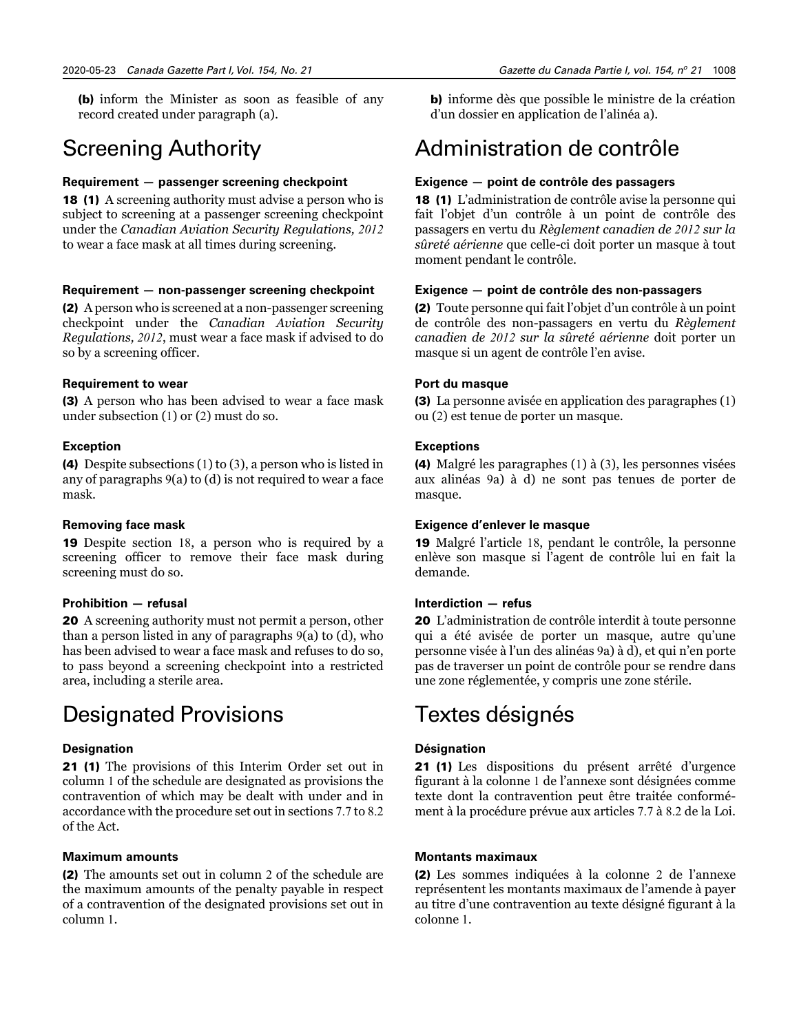**(b)** inform the Minister as soon as feasible of any record created under paragraph (a).

# Screening Authority

**Requirement — passenger screening checkpoint**

**18 (1)** A screening authority must advise a person who is subject to screening at a passenger screening checkpoint under the *Canadian Aviation Security Regulations, 2012* to wear a face mask at all times during screening.

**Requirement — non-passenger screening checkpoint**

**(2)** A person who is screened at a non-passenger screening checkpoint under the *Canadian Aviation Security Regulations, 2012*, must wear a face mask if advised to do so by a screening officer.

**Requirement to wear**

**(3)** A person who has been advised to wear a face mask under subsection (1) or (2) must do so.

**Exception**

**(4)** Despite subsections (1) to (3), a person who is listed in any of paragraphs 9(a) to (d) is not required to wear a face mask.

**Removing face mask**

**19** Despite section 18, a person who is required by a screening officer to remove their face mask during screening must do so.

**Prohibition — refusal**

**20** A screening authority must not permit a person, other than a person listed in any of paragraphs 9(a) to (d), who has been advised to wear a face mask and refuses to do so, to pass beyond a screening checkpoint into a restricted area, including a sterile area.

# Designated Provisions

**Designation**

**21 (1)** The provisions of this Interim Order set out in column 1 of the schedule are designated as provisions the contravention of which may be dealt with under and in accordance with the procedure set out in sections 7.7 to 8.2 of the Act.

**Maximum amounts**

**(2)** The amounts set out in column 2 of the schedule are the maximum amounts of the penalty payable in respect of a contravention of the designated provisions set out in column 1.

**b)** informe dès que possible le ministre de la création d'un dossier en application de l'alinéa a).

# Administration de contrôle

**Exigence — point de contrôle des passagers**

**18 (1)** L'administration de contrôle avise la personne qui fait l'objet d'un contrôle à un point de contrôle des passagers en vertu du *Règlement canadien de 2012 sur la sûreté aérienne* que celle-ci doit porter un masque à tout moment pendant le contrôle.

**Exigence — point de contrôle des non-passagers**

**(2)** Toute personne qui fait l'objet d'un contrôle à un point de contrôle des non-passagers en vertu du *Règlement canadien de 2012 sur la sûreté aérienne* doit porter un masque si un agent de contrôle l'en avise.

**Port du masque**

**(3)** La personne avisée en application des paragraphes (1) ou (2) est tenue de porter un masque.

**Exceptions**

**(4)** Malgré les paragraphes (1) à (3), les personnes visées aux alinéas 9a) à d) ne sont pas tenues de porter de masque.

**Exigence d'enlever le masque**

**19** Malgré l'article 18, pendant le contrôle, la personne enlève son masque si l'agent de contrôle lui en fait la demande.

**Interdiction — refus**

**20** L'administration de contrôle interdit à toute personne qui a été avisée de porter un masque, autre qu'une personne visée à l'un des alinéas 9a) à d), et qui n'en porte pas de traverser un point de contrôle pour se rendre dans une zone réglementée, y compris une zone stérile.

# Textes désignés

**Désignation**

**21 (1)** Les dispositions du présent arrêté d'urgence figurant à la colonne 1 de l'annexe sont désignées comme texte dont la contravention peut être traitée conformément à la procédure prévue aux articles 7.7 à 8.2 de la Loi.

**Montants maximaux**

**(2)** Les sommes indiquées à la colonne 2 de l'annexe représentent les montants maximaux de l'amende à payer au titre d'une contravention au texte désigné figurant à la colonne 1.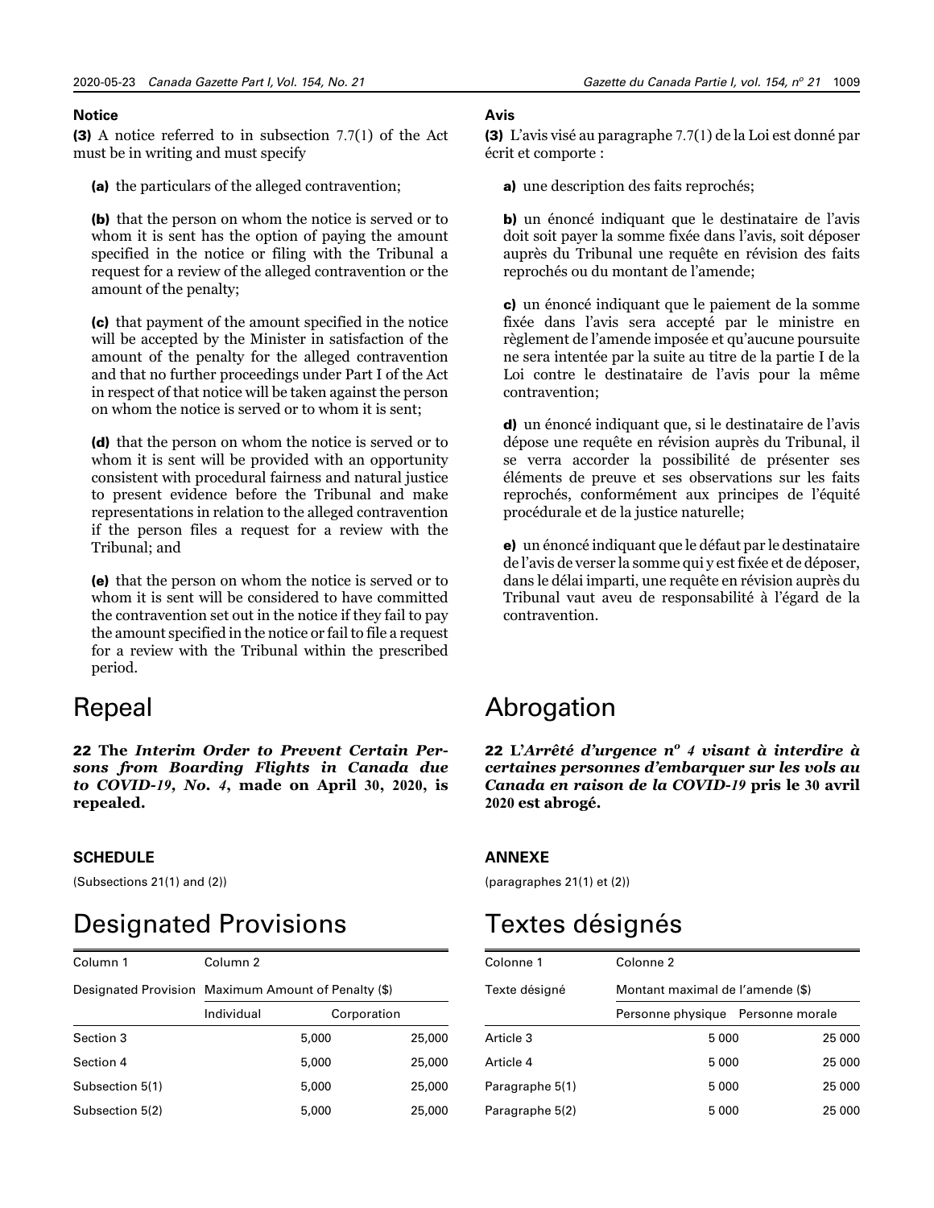### Notice

**(3)** A notice referred to in subsection 7.7(1) of the Act must be in writing and must specify

**(a)** the particulars of the alleged contravention;

**(b)** that the person on whom the notice is served or to whom it is sent has the option of paying the amount specified in the notice or filing with the Tribunal a request for a review of the alleged contravention or the amount of the penalty;

**(c)** that payment of the amount specified in the notice will be accepted by the Minister in satisfaction of the amount of the penalty for the alleged contravention and that no further proceedings under Part I of the Act in respect of that notice will be taken against the person on whom the notice is served or to whom it is sent;

**(d)** that the person on whom the notice is served or to whom it is sent will be provided with an opportunity consistent with procedural fairness and natural justice to present evidence before the Tribunal and make representations in relation to the alleged contravention if the person files a request for a review with the Tribunal; and

**(e)** that the person on whom the notice is served or to whom it is sent will be considered to have committed the contravention set out in the notice if they fail to pay the amount specified in the notice or fail to file a request for a review with the Tribunal within the prescribed period.

# Repeal

**22 The *Interim Order to Prevent Certain Persons from Boarding Flights in Canada due to COVID-19, No. 4*, made on April 30, 2020, is repealed.**

### SCHEDULE

(Subsections 21(1) and (2))

# Designated Provisions

| Column 1 | Column 2 | |
|---|---|---|
| Designated Provision | Maximum Amount of Penalty ($) | |
| | Individual | Corporation |
| Section 3 | 5,000 | 25,000 |
| Section 4 | 5,000 | 25,000 |
| Subsection 5(1) | 5,000 | 25,000 |
| Subsection 5(2) | 5,000 | 25,000 |

### Avis

**(3)** L'avis visé au paragraphe 7.7(1) de la Loi est donné par écrit et comporte :

**a)** une description des faits reprochés;

**b)** un énoncé indiquant que le destinataire de l'avis doit soit payer la somme fixée dans l'avis, soit déposer auprès du Tribunal une requête en révision des faits reprochés ou du montant de l'amende;

**c)** un énoncé indiquant que le paiement de la somme fixée dans l'avis sera accepté par le ministre en règlement de l'amende imposée et qu'aucune poursuite ne sera intentée par la suite au titre de la partie I de la Loi contre le destinataire de l'avis pour la même contravention;

**d)** un énoncé indiquant que, si le destinataire de l'avis dépose une requête en révision auprès du Tribunal, il se verra accorder la possibilité de présenter ses éléments de preuve et ses observations sur les faits reprochés, conformément aux principes de l'équité procédurale et de la justice naturelle;

**e)** un énoncé indiquant que le défaut par le destinataire de l'avis de verser la somme qui y est fixée et de déposer, dans le délai imparti, une requête en révision auprès du Tribunal vaut aveu de responsabilité à l'égard de la contravention.

# Abrogation

**22 L'*Arrêté d'urgence n<sup>o</sup> 4 visant à interdire à certaines personnes d'embarquer sur les vols au Canada en raison de la COVID-19* pris le 30 avril 2020 est abrogé.**

### ANNEXE

(paragraphes 21(1) et (2))

# Textes désignés

| Colonne 1 | Colonne 2 | |
|---|---|---|
| Texte désigné | Montant maximal de l'amende ($) | |
| | Personne physique | Personne morale |
| Article 3 | 5 000 | 25 000 |
| Article 4 | 5 000 | 25 000 |
| Paragraphe 5(1) | 5 000 | 25 000 |
| Paragraphe 5(2) | 5 000 | 25 000 |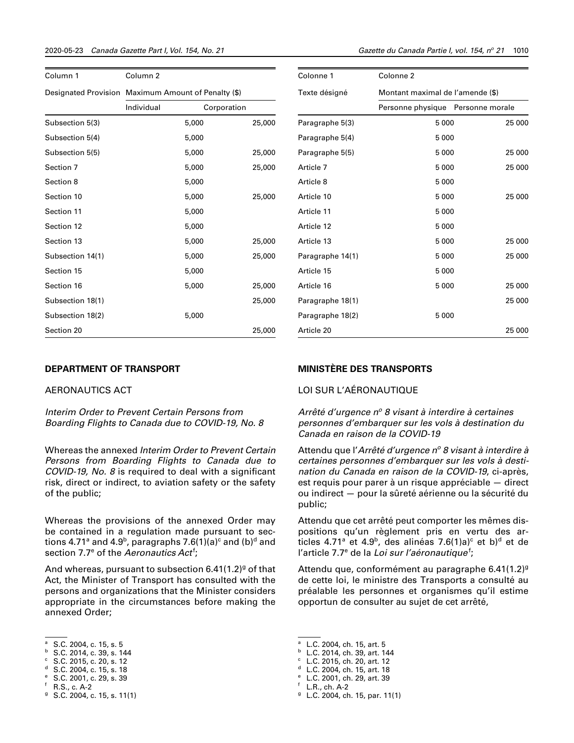| Column 1 | Column 2 | |
|---|---|---|
| Designated Provision | Maximum Amount of Penalty ($) | |
| | Individual | Corporation |
| Subsection 5(3) | 5,000 | 25,000 |
| Subsection 5(4) | 5,000 | |
| Subsection 5(5) | 5,000 | 25,000 |
| Section 7 | 5,000 | 25,000 |
| Section 8 | 5,000 | |
| Section 10 | 5,000 | 25,000 |
| Section 11 | 5,000 | |
| Section 12 | 5,000 | |
| Section 13 | 5,000 | 25,000 |
| Subsection 14(1) | 5,000 | 25,000 |
| Section 15 | 5,000 | |
| Section 16 | 5,000 | 25,000 |
| Subsection 18(1) | | 25,000 |
| Subsection 18(2) | 5,000 | |
| Section 20 | | 25,000 |

| Colonne 1 | Colonne 2 | |
|---|---|---|
| Texte désigné | Montant maximal de l'amende ($) | |
| | Personne physique | Personne morale |
| Paragraphe 5(3) | 5 000 | 25 000 |
| Paragraphe 5(4) | 5 000 | |
| Paragraphe 5(5) | 5 000 | 25 000 |
| Article 7 | 5 000 | 25 000 |
| Article 8 | 5 000 | |
| Article 10 | 5 000 | 25 000 |
| Article 11 | 5 000 | |
| Article 12 | 5 000 | |
| Article 13 | 5 000 | 25 000 |
| Paragraphe 14(1) | 5 000 | 25 000 |
| Article 15 | 5 000 | |
| Article 16 | 5 000 | 25 000 |
| Paragraphe 18(1) | | 25 000 |
| Paragraphe 18(2) | 5 000 | |
| Article 20 | | 25 000 |

## DEPARTMENT OF TRANSPORT

AERONAUTICS ACT

*Interim Order to Prevent Certain Persons from Boarding Flights to Canada due to COVID-19, No. 8*

Whereas the annexed *Interim Order to Prevent Certain Persons from Boarding Flights to Canada due to COVID-19, No. 8* is required to deal with a significant risk, direct or indirect, to aviation safety or the safety of the public;

Whereas the provisions of the annexed Order may be contained in a regulation made pursuant to sections 4.71[a] and 4.9[b], paragraphs 7.6(1)(a)[c] and (b)[d] and section 7.7[e] of the *Aeronautics Act*[f];

And whereas, pursuant to subsection 6.41(1.2)[g] of that Act, the Minister of Transport has consulted with the persons and organizations that the Minister considers appropriate in the circumstances before making the annexed Order;

[a] S.C. 2004, c. 15, s. 5
[b] S.C. 2014, c. 39, s. 144
[c] S.C. 2015, c. 20, s. 12
[d] S.C. 2004, c. 15, s. 18
[e] S.C. 2001, c. 29, s. 39
[f] R.S., c. A-2
[g] S.C. 2004, c. 15, s. 11(1)

## MINISTÈRE DES TRANSPORTS

LOI SUR L'AÉRONAUTIQUE

*Arrêté d'urgence n° 8 visant à interdire à certaines personnes d'embarquer sur les vols à destination du Canada en raison de la COVID-19*

Attendu que l'*Arrêté d'urgence n° 8 visant à interdire à certaines personnes d'embarquer sur les vols à destination du Canada en raison de la COVID-19*, ci-après, est requis pour parer à un risque appréciable — direct ou indirect — pour la sûreté aérienne ou la sécurité du public;

Attendu que cet arrêté peut comporter les mêmes dispositions qu'un règlement pris en vertu des articles 4.71[a] et 4.9[b], des alinéas 7.6(1)a)[c] et b)[d] et de l'article 7.7[e] de la *Loi sur l'aéronautique*[f];

Attendu que, conformément au paragraphe 6.41(1.2)[g] de cette loi, le ministre des Transports a consulté au préalable les personnes et organismes qu'il estime opportun de consulter au sujet de cet arrêté,

[a] L.C. 2004, ch. 15, art. 5
[b] L.C. 2014, ch. 39, art. 144
[c] L.C. 2015, ch. 20, art. 12
[d] L.C. 2004, ch. 15, art. 18
[e] L.C. 2001, ch. 29, art. 39
[f] L.R., ch. A-2
[g] L.C. 2004, ch. 15, par. 11(1)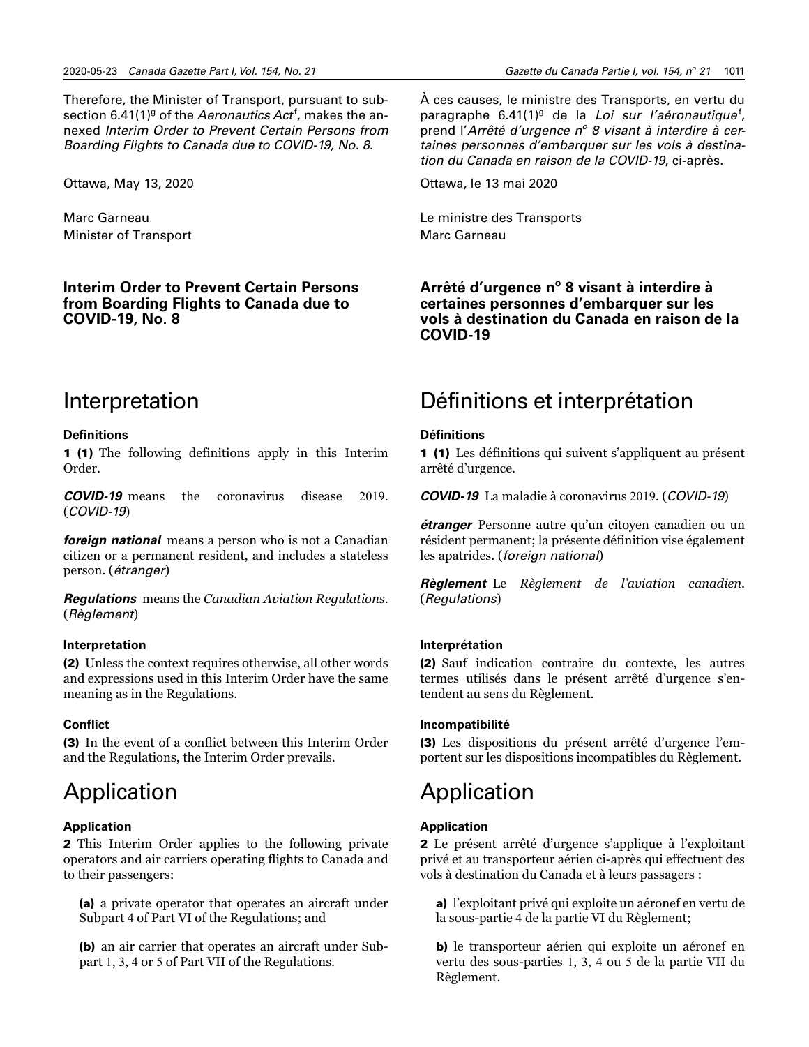Therefore, the Minister of Transport, pursuant to subsection 6.41(1)[g] of the *Aeronautics Act*[f], makes the annexed *Interim Order to Prevent Certain Persons from Boarding Flights to Canada due to COVID-19, No. 8*.

Ottawa, May 13, 2020

Marc Garneau
Minister of Transport

### Interim Order to Prevent Certain Persons from Boarding Flights to Canada due to COVID-19, No. 8

## Interpretation

#### Definitions

**1 (1)** The following definitions apply in this Interim Order.

***COVID-19*** means the coronavirus disease 2019. (*COVID-19*)

***foreign national*** means a person who is not a Canadian citizen or a permanent resident, and includes a stateless person. (*étranger*)

***Regulations*** means the *Canadian Aviation Regulations*. (*Règlement*)

#### Interpretation

**(2)** Unless the context requires otherwise, all other words and expressions used in this Interim Order have the same meaning as in the Regulations.

#### Conflict

**(3)** In the event of a conflict between this Interim Order and the Regulations, the Interim Order prevails.

## Application

#### Application

**2** This Interim Order applies to the following private operators and air carriers operating flights to Canada and to their passengers:

**(a)** a private operator that operates an aircraft under Subpart 4 of Part VI of the Regulations; and

**(b)** an air carrier that operates an aircraft under Subpart 1, 3, 4 or 5 of Part VII of the Regulations.

À ces causes, le ministre des Transports, en vertu du paragraphe 6.41(1)[g] de la *Loi sur l'aéronautique*[f], prend l'*Arrêté d'urgence nº 8 visant à interdire à certaines personnes d'embarquer sur les vols à destination du Canada en raison de la COVID-19*, ci-après.

Ottawa, le 13 mai 2020

Le ministre des Transports
Marc Garneau

### Arrêté d'urgence nº 8 visant à interdire à certaines personnes d'embarquer sur les vols à destination du Canada en raison de la COVID-19

## Définitions et interprétation

#### Définitions

**1 (1)** Les définitions qui suivent s'appliquent au présent arrêté d'urgence.

***COVID-19*** La maladie à coronavirus 2019. (*COVID-19*)

***étranger*** Personne autre qu'un citoyen canadien ou un résident permanent; la présente définition vise également les apatrides. (*foreign national*)

***Règlement*** Le *Règlement de l'aviation canadien*. (*Regulations*)

#### Interprétation

**(2)** Sauf indication contraire du contexte, les autres termes utilisés dans le présent arrêté d'urgence s'entendent au sens du Règlement.

#### Incompatibilité

**(3)** Les dispositions du présent arrêté d'urgence l'emportent sur les dispositions incompatibles du Règlement.

## Application

#### Application

**2** Le présent arrêté d'urgence s'applique à l'exploitant privé et au transporteur aérien ci-après qui effectuent des vols à destination du Canada et à leurs passagers :

**a)** l'exploitant privé qui exploite un aéronef en vertu de la sous-partie 4 de la partie VI du Règlement;

**b)** le transporteur aérien qui exploite un aéronef en vertu des sous-parties 1, 3, 4 ou 5 de la partie VII du Règlement.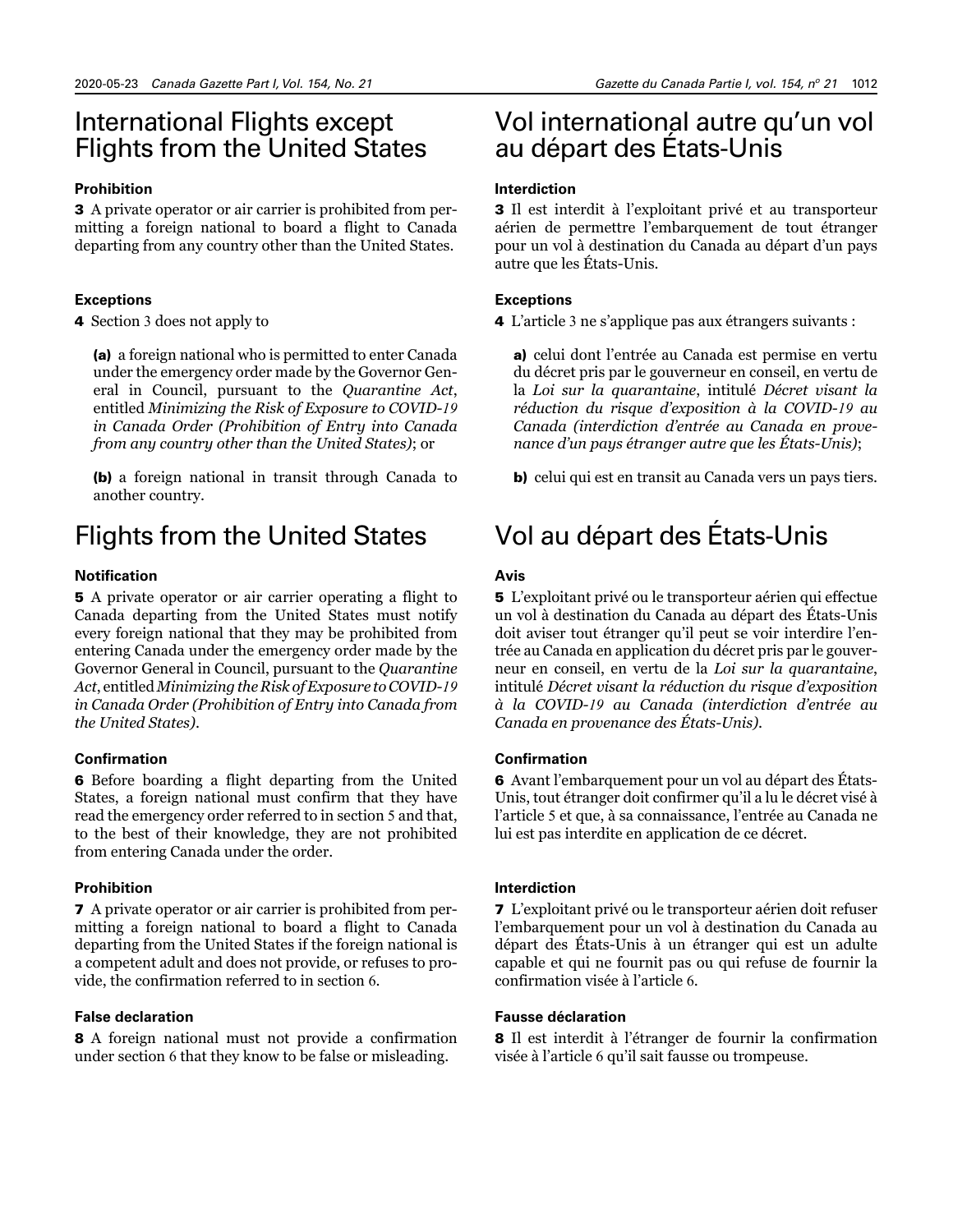## International Flights except Flights from the United States

### Prohibition

**3** A private operator or air carrier is prohibited from permitting a foreign national to board a flight to Canada departing from any country other than the United States.

### Exceptions

**4** Section 3 does not apply to

**(a)** a foreign national who is permitted to enter Canada under the emergency order made by the Governor General in Council, pursuant to the *Quarantine Act*, entitled *Minimizing the Risk of Exposure to COVID-19 in Canada Order (Prohibition of Entry into Canada from any country other than the United States)*; or

**(b)** a foreign national in transit through Canada to another country.

## Flights from the United States

### Notification

**5** A private operator or air carrier operating a flight to Canada departing from the United States must notify every foreign national that they may be prohibited from entering Canada under the emergency order made by the Governor General in Council, pursuant to the *Quarantine Act*, entitled *Minimizing the Risk of Exposure to COVID-19 in Canada Order (Prohibition of Entry into Canada from the United States)*.

### Confirmation

**6** Before boarding a flight departing from the United States, a foreign national must confirm that they have read the emergency order referred to in section 5 and that, to the best of their knowledge, they are not prohibited from entering Canada under the order.

### Prohibition

**7** A private operator or air carrier is prohibited from permitting a foreign national to board a flight to Canada departing from the United States if the foreign national is a competent adult and does not provide, or refuses to provide, the confirmation referred to in section 6.

### False declaration

**8** A foreign national must not provide a confirmation under section 6 that they know to be false or misleading.

## Vol international autre qu'un vol au départ des États-Unis

### Interdiction

**3** Il est interdit à l'exploitant privé et au transporteur aérien de permettre l'embarquement de tout étranger pour un vol à destination du Canada au départ d'un pays autre que les États-Unis.

### Exceptions

**4** L'article 3 ne s'applique pas aux étrangers suivants :

**a)** celui dont l'entrée au Canada est permise en vertu du décret pris par le gouverneur en conseil, en vertu de la *Loi sur la quarantaine*, intitulé *Décret visant la réduction du risque d'exposition à la COVID-19 au Canada (interdiction d'entrée au Canada en provenance d'un pays étranger autre que les États-Unis)*;

**b)** celui qui est en transit au Canada vers un pays tiers.

## Vol au départ des États-Unis

### Avis

**5** L'exploitant privé ou le transporteur aérien qui effectue un vol à destination du Canada au départ des États-Unis doit aviser tout étranger qu'il peut se voir interdire l'entrée au Canada en application du décret pris par le gouverneur en conseil, en vertu de la *Loi sur la quarantaine*, intitulé *Décret visant la réduction du risque d'exposition à la COVID-19 au Canada (interdiction d'entrée au Canada en provenance des États-Unis)*.

### Confirmation

**6** Avant l'embarquement pour un vol au départ des États-Unis, tout étranger doit confirmer qu'il a lu le décret visé à l'article 5 et que, à sa connaissance, l'entrée au Canada ne lui est pas interdite en application de ce décret.

### Interdiction

**7** L'exploitant privé ou le transporteur aérien doit refuser l'embarquement pour un vol à destination du Canada au départ des États-Unis à un étranger qui est un adulte capable et qui ne fournit pas ou qui refuse de fournir la confirmation visée à l'article 6.

### Fausse déclaration

**8** Il est interdit à l'étranger de fournir la confirmation visée à l'article 6 qu'il sait fausse ou trompeuse.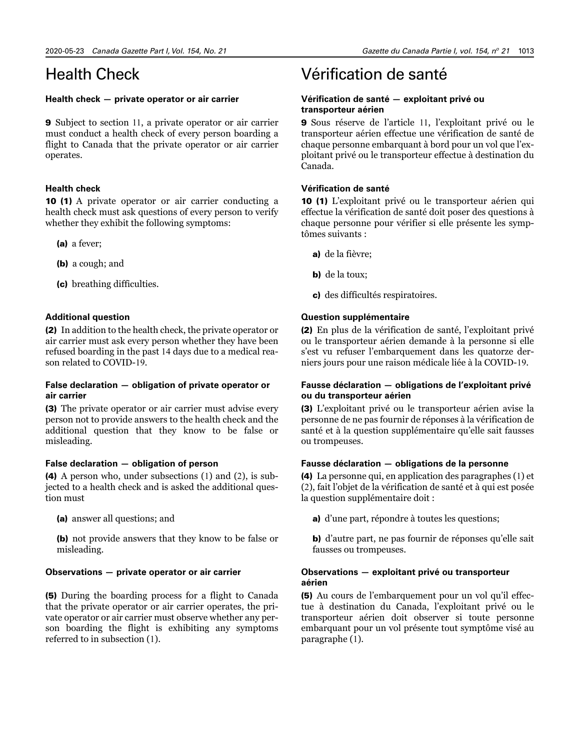# Health Check

### Health check — private operator or air carrier

**9** Subject to section 11, a private operator or air carrier must conduct a health check of every person boarding a flight to Canada that the private operator or air carrier operates.

### Health check

**10 (1)** A private operator or air carrier conducting a health check must ask questions of every person to verify whether they exhibit the following symptoms:

**(a)** a fever;

**(b)** a cough; and

**(c)** breathing difficulties.

### Additional question

**(2)** In addition to the health check, the private operator or air carrier must ask every person whether they have been refused boarding in the past 14 days due to a medical reason related to COVID-19.

### False declaration — obligation of private operator or air carrier

**(3)** The private operator or air carrier must advise every person not to provide answers to the health check and the additional question that they know to be false or misleading.

### False declaration — obligation of person

**(4)** A person who, under subsections (1) and (2), is subjected to a health check and is asked the additional question must

**(a)** answer all questions; and

**(b)** not provide answers that they know to be false or misleading.

### Observations — private operator or air carrier

**(5)** During the boarding process for a flight to Canada that the private operator or air carrier operates, the private operator or air carrier must observe whether any person boarding the flight is exhibiting any symptoms referred to in subsection (1).

# Vérification de santé

### Vérification de santé — exploitant privé ou transporteur aérien

**9** Sous réserve de l'article 11, l'exploitant privé ou le transporteur aérien effectue une vérification de santé de chaque personne embarquant à bord pour un vol que l'exploitant privé ou le transporteur effectue à destination du Canada.

### Vérification de santé

**10 (1)** L'exploitant privé ou le transporteur aérien qui effectue la vérification de santé doit poser des questions à chaque personne pour vérifier si elle présente les symptômes suivants :

**a)** de la fièvre;

**b)** de la toux;

**c)** des difficultés respiratoires.

### Question supplémentaire

**(2)** En plus de la vérification de santé, l'exploitant privé ou le transporteur aérien demande à la personne si elle s'est vu refuser l'embarquement dans les quatorze derniers jours pour une raison médicale liée à la COVID-19.

### Fausse déclaration — obligations de l'exploitant privé ou du transporteur aérien

**(3)** L'exploitant privé ou le transporteur aérien avise la personne de ne pas fournir de réponses à la vérification de santé et à la question supplémentaire qu'elle sait fausses ou trompeuses.

### Fausse déclaration — obligations de la personne

**(4)** La personne qui, en application des paragraphes (1) et (2), fait l'objet de la vérification de santé et à qui est posée la question supplémentaire doit :

**a)** d'une part, répondre à toutes les questions;

**b)** d'autre part, ne pas fournir de réponses qu'elle sait fausses ou trompeuses.

### Observations — exploitant privé ou transporteur aérien

**(5)** Au cours de l'embarquement pour un vol qu'il effectue à destination du Canada, l'exploitant privé ou le transporteur aérien doit observer si toute personne embarquant pour un vol présente tout symptôme visé au paragraphe (1).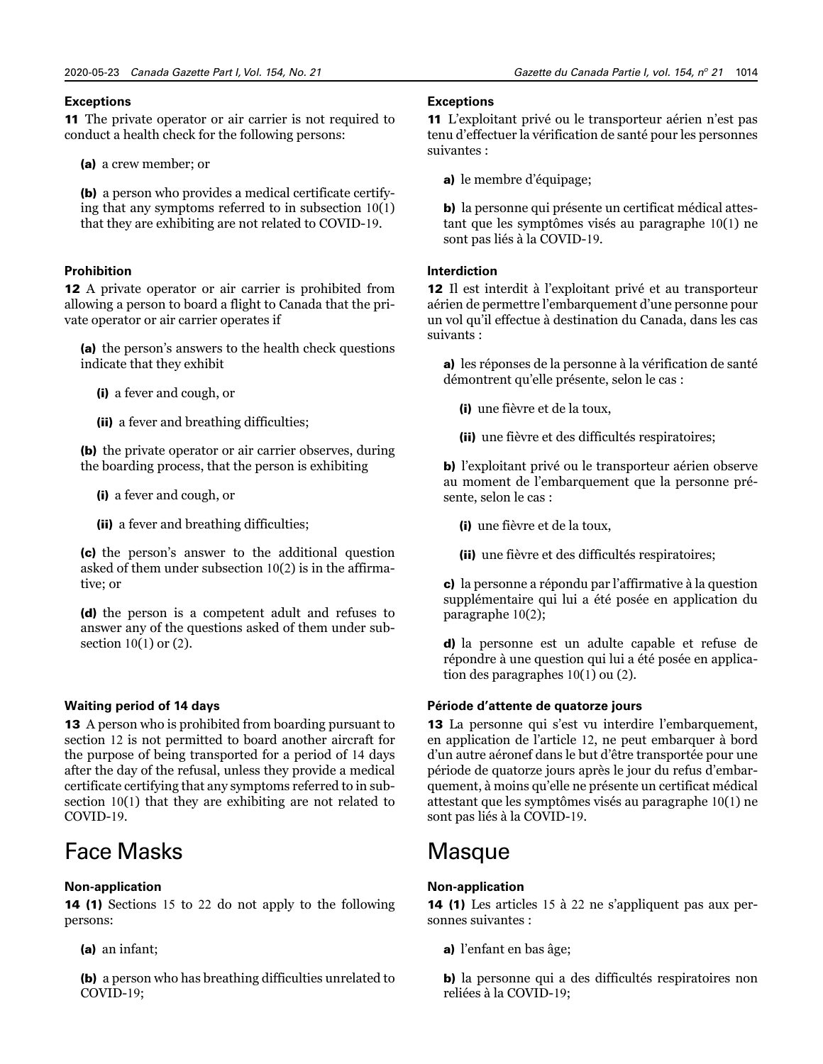#### Exceptions

**11** The private operator or air carrier is not required to conduct a health check for the following persons:

**(a)** a crew member; or

**(b)** a person who provides a medical certificate certifying that any symptoms referred to in subsection 10(1) that they are exhibiting are not related to COVID-19.

#### Prohibition

**12** A private operator or air carrier is prohibited from allowing a person to board a flight to Canada that the private operator or air carrier operates if

**(a)** the person's answers to the health check questions indicate that they exhibit

**(i)** a fever and cough, or

**(ii)** a fever and breathing difficulties;

**(b)** the private operator or air carrier observes, during the boarding process, that the person is exhibiting

**(i)** a fever and cough, or

**(ii)** a fever and breathing difficulties;

**(c)** the person's answer to the additional question asked of them under subsection 10(2) is in the affirmative; or

**(d)** the person is a competent adult and refuses to answer any of the questions asked of them under subsection 10(1) or (2).

#### Waiting period of 14 days

**13** A person who is prohibited from boarding pursuant to section 12 is not permitted to board another aircraft for the purpose of being transported for a period of 14 days after the day of the refusal, unless they provide a medical certificate certifying that any symptoms referred to in subsection 10(1) that they are exhibiting are not related to COVID-19.

## Face Masks

#### Non-application

**14 (1)** Sections 15 to 22 do not apply to the following persons:

**(a)** an infant;

**(b)** a person who has breathing difficulties unrelated to COVID-19;

#### Exceptions

**11** L'exploitant privé ou le transporteur aérien n'est pas tenu d'effectuer la vérification de santé pour les personnes suivantes :

**a)** le membre d'équipage;

**b)** la personne qui présente un certificat médical attestant que les symptômes visés au paragraphe 10(1) ne sont pas liés à la COVID-19.

#### Interdiction

**12** Il est interdit à l'exploitant privé et au transporteur aérien de permettre l'embarquement d'une personne pour un vol qu'il effectue à destination du Canada, dans les cas suivants :

**a)** les réponses de la personne à la vérification de santé démontrent qu'elle présente, selon le cas :

**(i)** une fièvre et de la toux,

**(ii)** une fièvre et des difficultés respiratoires;

**b)** l'exploitant privé ou le transporteur aérien observe au moment de l'embarquement que la personne présente, selon le cas :

**(i)** une fièvre et de la toux,

**(ii)** une fièvre et des difficultés respiratoires;

**c)** la personne a répondu par l'affirmative à la question supplémentaire qui lui a été posée en application du paragraphe 10(2);

**d)** la personne est un adulte capable et refuse de répondre à une question qui lui a été posée en application des paragraphes 10(1) ou (2).

#### Période d'attente de quatorze jours

**13** La personne qui s'est vu interdire l'embarquement, en application de l'article 12, ne peut embarquer à bord d'un autre aéronef dans le but d'être transportée pour une période de quatorze jours après le jour du refus d'embarquement, à moins qu'elle ne présente un certificat médical attestant que les symptômes visés au paragraphe 10(1) ne sont pas liés à la COVID-19.

## Masque

#### Non-application

**14 (1)** Les articles 15 à 22 ne s'appliquent pas aux personnes suivantes :

**a)** l'enfant en bas âge;

**b)** la personne qui a des difficultés respiratoires non reliées à la COVID-19;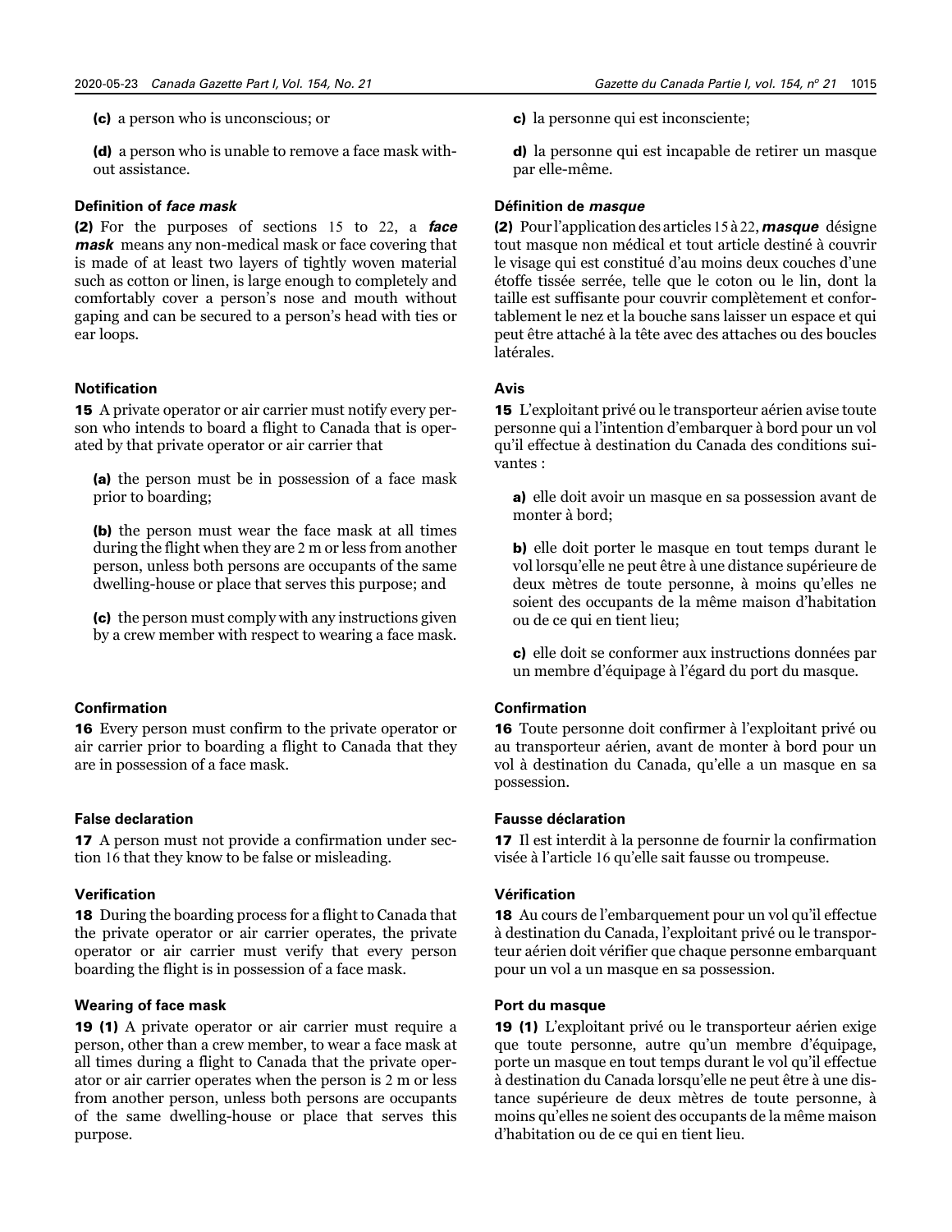**(c)** a person who is unconscious; or

**(d)** a person who is unable to remove a face mask without assistance.

#### Definition of *face mask*

**(2)** For the purposes of sections 15 to 22, a ***face mask*** means any non-medical mask or face covering that is made of at least two layers of tightly woven material such as cotton or linen, is large enough to completely and comfortably cover a person's nose and mouth without gaping and can be secured to a person's head with ties or ear loops.

#### Notification

**15** A private operator or air carrier must notify every person who intends to board a flight to Canada that is operated by that private operator or air carrier that

**(a)** the person must be in possession of a face mask prior to boarding;

**(b)** the person must wear the face mask at all times during the flight when they are 2 m or less from another person, unless both persons are occupants of the same dwelling-house or place that serves this purpose; and

**(c)** the person must comply with any instructions given by a crew member with respect to wearing a face mask.

#### Confirmation

**16** Every person must confirm to the private operator or air carrier prior to boarding a flight to Canada that they are in possession of a face mask.

#### False declaration

**17** A person must not provide a confirmation under section 16 that they know to be false or misleading.

#### Verification

**18** During the boarding process for a flight to Canada that the private operator or air carrier operates, the private operator or air carrier must verify that every person boarding the flight is in possession of a face mask.

#### Wearing of face mask

**19 (1)** A private operator or air carrier must require a person, other than a crew member, to wear a face mask at all times during a flight to Canada that the private operator or air carrier operates when the person is 2 m or less from another person, unless both persons are occupants of the same dwelling-house or place that serves this purpose.

**c)** la personne qui est inconsciente;

**d)** la personne qui est incapable de retirer un masque par elle-même.

#### Définition de *masque*

**(2)** Pour l'application des articles 15 à 22, ***masque*** désigne tout masque non médical et tout article destiné à couvrir le visage qui est constitué d'au moins deux couches d'une étoffe tissée serrée, telle que le coton ou le lin, dont la taille est suffisante pour couvrir complètement et confortablement le nez et la bouche sans laisser un espace et qui peut être attaché à la tête avec des attaches ou des boucles latérales.

#### Avis

**15** L'exploitant privé ou le transporteur aérien avise toute personne qui a l'intention d'embarquer à bord pour un vol qu'il effectue à destination du Canada des conditions suivantes :

**a)** elle doit avoir un masque en sa possession avant de monter à bord;

**b)** elle doit porter le masque en tout temps durant le vol lorsqu'elle ne peut être à une distance supérieure de deux mètres de toute personne, à moins qu'elles ne soient des occupants de la même maison d'habitation ou de ce qui en tient lieu;

**c)** elle doit se conformer aux instructions données par un membre d'équipage à l'égard du port du masque.

#### Confirmation

**16** Toute personne doit confirmer à l'exploitant privé ou au transporteur aérien, avant de monter à bord pour un vol à destination du Canada, qu'elle a un masque en sa possession.

#### Fausse déclaration

**17** Il est interdit à la personne de fournir la confirmation visée à l'article 16 qu'elle sait fausse ou trompeuse.

#### Vérification

**18** Au cours de l'embarquement pour un vol qu'il effectue à destination du Canada, l'exploitant privé ou le transporteur aérien doit vérifier que chaque personne embarquant pour un vol a un masque en sa possession.

#### Port du masque

**19 (1)** L'exploitant privé ou le transporteur aérien exige que toute personne, autre qu'un membre d'équipage, porte un masque en tout temps durant le vol qu'il effectue à destination du Canada lorsqu'elle ne peut être à une distance supérieure de deux mètres de toute personne, à moins qu'elles ne soient des occupants de la même maison d'habitation ou de ce qui en tient lieu.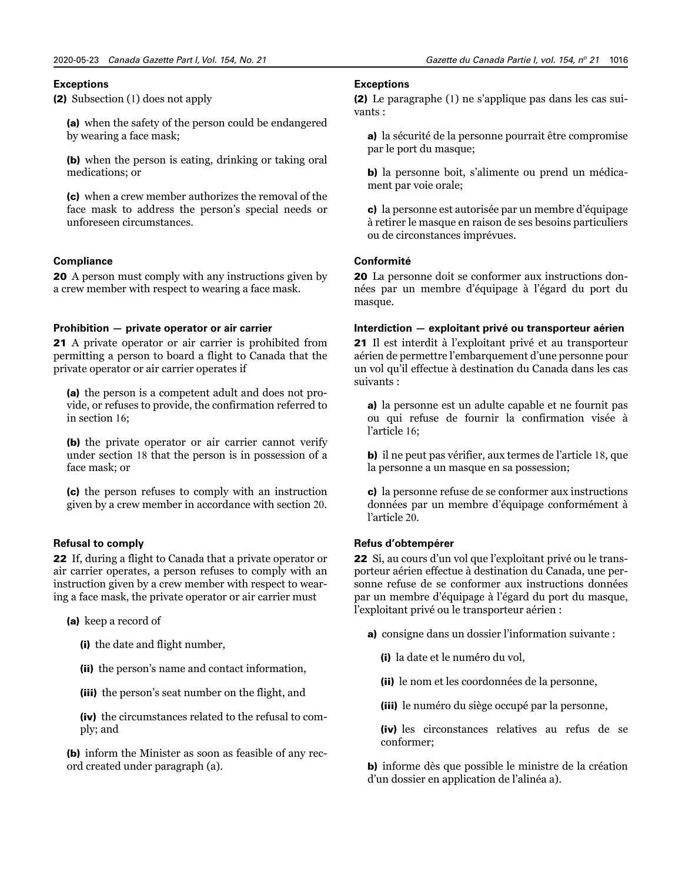**Exceptions**

**(2)** Subsection (1) does not apply

**(a)** when the safety of the person could be endangered by wearing a face mask;

**(b)** when the person is eating, drinking or taking oral medications; or

**(c)** when a crew member authorizes the removal of the face mask to address the person's special needs or unforeseen circumstances.

**Compliance**

**20** A person must comply with any instructions given by a crew member with respect to wearing a face mask.

**Prohibition — private operator or air carrier**

**21** A private operator or air carrier is prohibited from permitting a person to board a flight to Canada that the private operator or air carrier operates if

**(a)** the person is a competent adult and does not provide, or refuses to provide, the confirmation referred to in section 16;

**(b)** the private operator or air carrier cannot verify under section 18 that the person is in possession of a face mask; or

**(c)** the person refuses to comply with an instruction given by a crew member in accordance with section 20.

**Refusal to comply**

**22** If, during a flight to Canada that a private operator or air carrier operates, a person refuses to comply with an instruction given by a crew member with respect to wearing a face mask, the private operator or air carrier must

**(a)** keep a record of

**(i)** the date and flight number,

**(ii)** the person's name and contact information,

**(iii)** the person's seat number on the flight, and

**(iv)** the circumstances related to the refusal to comply; and

**(b)** inform the Minister as soon as feasible of any record created under paragraph (a).

**Exceptions**

**(2)** Le paragraphe (1) ne s'applique pas dans les cas suivants :

**a)** la sécurité de la personne pourrait être compromise par le port du masque;

**b)** la personne boit, s'alimente ou prend un médicament par voie orale;

**c)** la personne est autorisée par un membre d'équipage à retirer le masque en raison de ses besoins particuliers ou de circonstances imprévues.

**Conformité**

**20** La personne doit se conformer aux instructions données par un membre d'équipage à l'égard du port du masque.

**Interdiction — exploitant privé ou transporteur aérien**

**21** Il est interdit à l'exploitant privé et au transporteur aérien de permettre l'embarquement d'une personne pour un vol qu'il effectue à destination du Canada dans les cas suivants :

**a)** la personne est un adulte capable et ne fournit pas ou qui refuse de fournir la confirmation visée à l'article 16;

**b)** il ne peut pas vérifier, aux termes de l'article 18, que la personne a un masque en sa possession;

**c)** la personne refuse de se conformer aux instructions données par un membre d'équipage conformément à l'article 20.

**Refus d'obtempérer**

**22** Si, au cours d'un vol que l'exploitant privé ou le transporteur aérien effectue à destination du Canada, une personne refuse de se conformer aux instructions données par un membre d'équipage à l'égard du port du masque, l'exploitant privé ou le transporteur aérien :

**a)** consigne dans un dossier l'information suivante :

**(i)** la date et le numéro du vol,

**(ii)** le nom et les coordonnées de la personne,

**(iii)** le numéro du siège occupé par la personne,

**(iv)** les circonstances relatives au refus de se conformer;

**b)** informe dès que possible le ministre de la création d'un dossier en application de l'alinéa a).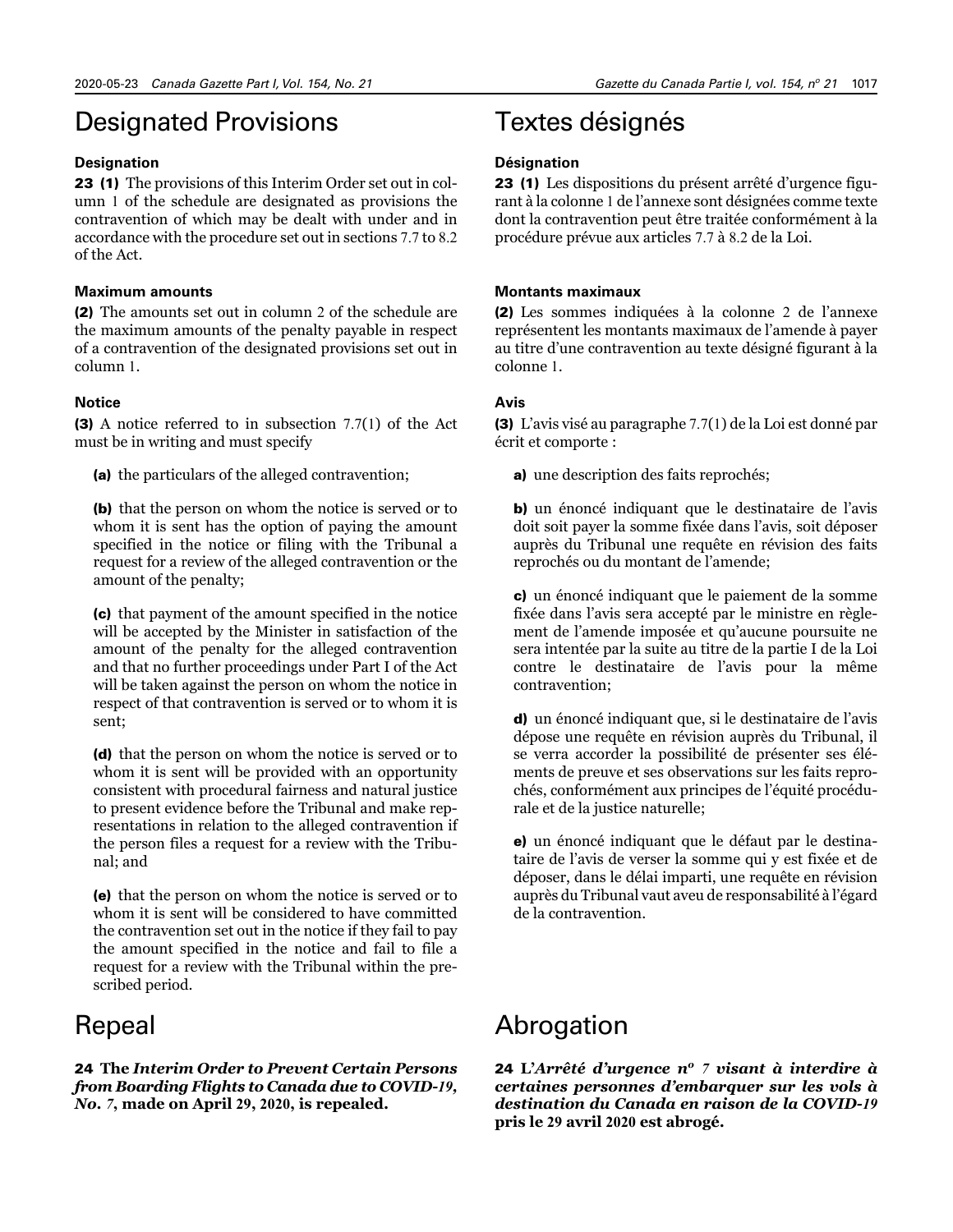# Designated Provisions

### Designation

**23 (1)** The provisions of this Interim Order set out in column 1 of the schedule are designated as provisions the contravention of which may be dealt with under and in accordance with the procedure set out in sections 7.7 to 8.2 of the Act.

### Maximum amounts

**(2)** The amounts set out in column 2 of the schedule are the maximum amounts of the penalty payable in respect of a contravention of the designated provisions set out in column 1.

### Notice

**(3)** A notice referred to in subsection 7.7(1) of the Act must be in writing and must specify

**(a)** the particulars of the alleged contravention;

**(b)** that the person on whom the notice is served or to whom it is sent has the option of paying the amount specified in the notice or filing with the Tribunal a request for a review of the alleged contravention or the amount of the penalty;

**(c)** that payment of the amount specified in the notice will be accepted by the Minister in satisfaction of the amount of the penalty for the alleged contravention and that no further proceedings under Part I of the Act will be taken against the person on whom the notice in respect of that contravention is served or to whom it is sent;

**(d)** that the person on whom the notice is served or to whom it is sent will be provided with an opportunity consistent with procedural fairness and natural justice to present evidence before the Tribunal and make representations in relation to the alleged contravention if the person files a request for a review with the Tribunal; and

**(e)** that the person on whom the notice is served or to whom it is sent will be considered to have committed the contravention set out in the notice if they fail to pay the amount specified in the notice and fail to file a request for a review with the Tribunal within the prescribed period.

# Repeal

**24 The *Interim Order to Prevent Certain Persons from Boarding Flights to Canada due to COVID-19, No. 7*, made on April 29, 2020, is repealed.**

# Textes désignés

### Désignation

**23 (1)** Les dispositions du présent arrêté d'urgence figurant à la colonne 1 de l'annexe sont désignées comme texte dont la contravention peut être traitée conformément à la procédure prévue aux articles 7.7 à 8.2 de la Loi.

### Montants maximaux

**(2)** Les sommes indiquées à la colonne 2 de l'annexe représentent les montants maximaux de l'amende à payer au titre d'une contravention au texte désigné figurant à la colonne 1.

### Avis

**(3)** L'avis visé au paragraphe 7.7(1) de la Loi est donné par écrit et comporte :

**a)** une description des faits reprochés;

**b)** un énoncé indiquant que le destinataire de l'avis doit soit payer la somme fixée dans l'avis, soit déposer auprès du Tribunal une requête en révision des faits reprochés ou du montant de l'amende;

**c)** un énoncé indiquant que le paiement de la somme fixée dans l'avis sera accepté par le ministre en règlement de l'amende imposée et qu'aucune poursuite ne sera intentée par la suite au titre de la partie I de la Loi contre le destinataire de l'avis pour la même contravention;

**d)** un énoncé indiquant que, si le destinataire de l'avis dépose une requête en révision auprès du Tribunal, il se verra accorder la possibilité de présenter ses éléments de preuve et ses observations sur les faits reprochés, conformément aux principes de l'équité procédurale et de la justice naturelle;

**e)** un énoncé indiquant que le défaut par le destinataire de l'avis de verser la somme qui y est fixée et de déposer, dans le délai imparti, une requête en révision auprès du Tribunal vaut aveu de responsabilité à l'égard de la contravention.

# Abrogation

**24 L'*Arrêté d'urgence n° 7 visant à interdire à certaines personnes d'embarquer sur les vols à destination du Canada en raison de la COVID-19* pris le 29 avril 2020 est abrogé.**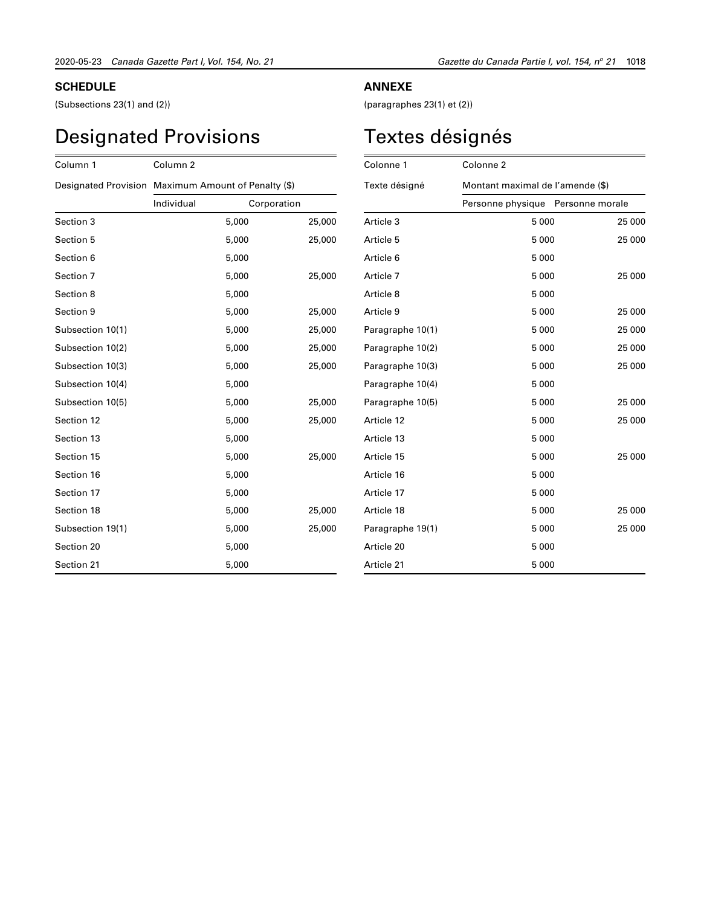**SCHEDULE**

(Subsections 23(1) and (2))

# Designated Provisions

| Column 1 | Column 2 | |
|---|---|---|
| Designated Provision | Maximum Amount of Penalty ($) | |
| | Individual | Corporation |
| Section 3 | 5,000 | 25,000 |
| Section 5 | 5,000 | 25,000 |
| Section 6 | 5,000 | |
| Section 7 | 5,000 | 25,000 |
| Section 8 | 5,000 | |
| Section 9 | 5,000 | 25,000 |
| Subsection 10(1) | 5,000 | 25,000 |
| Subsection 10(2) | 5,000 | 25,000 |
| Subsection 10(3) | 5,000 | 25,000 |
| Subsection 10(4) | 5,000 | |
| Subsection 10(5) | 5,000 | 25,000 |
| Section 12 | 5,000 | 25,000 |
| Section 13 | 5,000 | |
| Section 15 | 5,000 | 25,000 |
| Section 16 | 5,000 | |
| Section 17 | 5,000 | |
| Section 18 | 5,000 | 25,000 |
| Subsection 19(1) | 5,000 | 25,000 |
| Section 20 | 5,000 | |
| Section 21 | 5,000 | |

**ANNEXE**

(paragraphes 23(1) et (2))

# Textes désignés

| Colonne 1 | Colonne 2 | |
|---|---|---|
| Texte désigné | Montant maximal de l'amende ($) | |
| | Personne physique | Personne morale |
| Article 3 | 5 000 | 25 000 |
| Article 5 | 5 000 | 25 000 |
| Article 6 | 5 000 | |
| Article 7 | 5 000 | 25 000 |
| Article 8 | 5 000 | |
| Article 9 | 5 000 | 25 000 |
| Paragraphe 10(1) | 5 000 | 25 000 |
| Paragraphe 10(2) | 5 000 | 25 000 |
| Paragraphe 10(3) | 5 000 | 25 000 |
| Paragraphe 10(4) | 5 000 | |
| Paragraphe 10(5) | 5 000 | 25 000 |
| Article 12 | 5 000 | 25 000 |
| Article 13 | 5 000 | |
| Article 15 | 5 000 | 25 000 |
| Article 16 | 5 000 | |
| Article 17 | 5 000 | |
| Article 18 | 5 000 | 25 000 |
| Paragraphe 19(1) | 5 000 | 25 000 |
| Article 20 | 5 000 | |
| Article 21 | 5 000 | |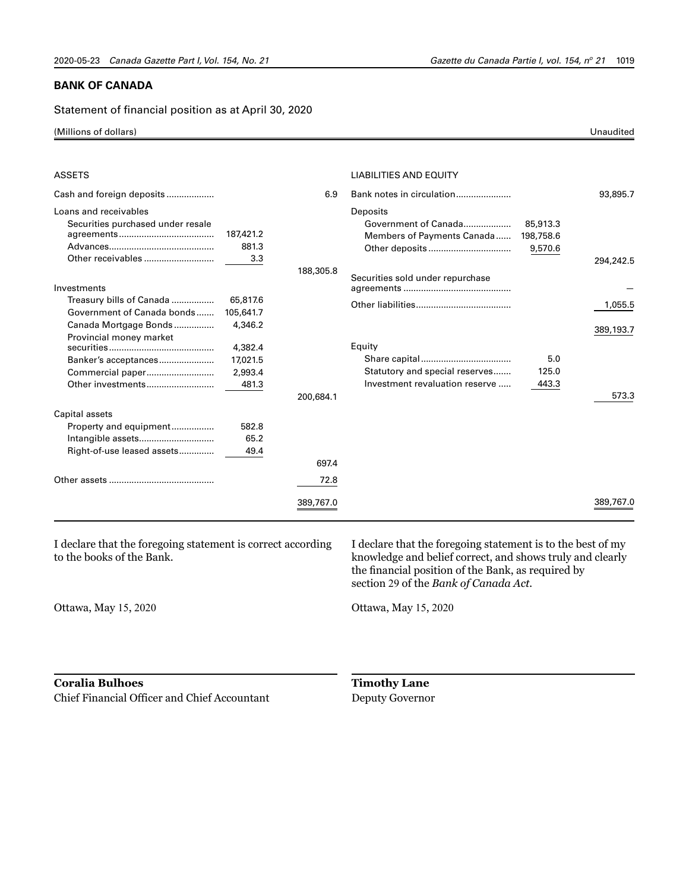## BANK OF CANADA

Statement of financial position as at April 30, 2020

(Millions of dollars) Unaudited

| ASSETS | | | LIABILITIES AND EQUITY | | |
|---|---|---|---|---|---|
| Cash and foreign deposits | | 6.9 | Bank notes in circulation | | 93,895.7 |
| Loans and receivables | | | Deposits | | |
| Securities purchased under resale agreements | 187,421.2 | | Government of Canada | 85,913.3 | |
| Advances | 881.3 | | Members of Payments Canada | 198,758.6 | |
| Other receivables | 3.3 | | Other deposits | 9,570.6 | |
| | | 188,305.8 | | | 294,242.5 |
| Investments | | | Securities sold under repurchase agreements | | — |
| Treasury bills of Canada | 65,817.6 | | Other liabilities | | 1,055.5 |
| Government of Canada bonds | 105,641.7 | | | | |
| Canada Mortgage Bonds | 4,346.2 | | | | 389,193.7 |
| Provincial money market securities | 4,382.4 | | Equity | | |
| Banker's acceptances | 17,021.5 | | Share capital | 5.0 | |
| Commercial paper | 2,993.4 | | Statutory and special reserves | 125.0 | |
| Other investments | 481.3 | | Investment revaluation reserve | 443.3 | |
| | | 200,684.1 | | | 573.3 |
| Capital assets | | | | | |
| Property and equipment | 582.8 | | | | |
| Intangible assets | 65.2 | | | | |
| Right-of-use leased assets | 49.4 | | | | |
| | | 697.4 | | | |
| Other assets | | 72.8 | | | |
| | | 389,767.0 | | | 389,767.0 |

I declare that the foregoing statement is correct according to the books of the Bank.

Ottawa, May 15, 2020

**Coralia Bulhoes**
Chief Financial Officer and Chief Accountant

I declare that the foregoing statement is to the best of my knowledge and belief correct, and shows truly and clearly the financial position of the Bank, as required by section 29 of the *Bank of Canada Act*.

Ottawa, May 15, 2020

**Timothy Lane**
Deputy Governor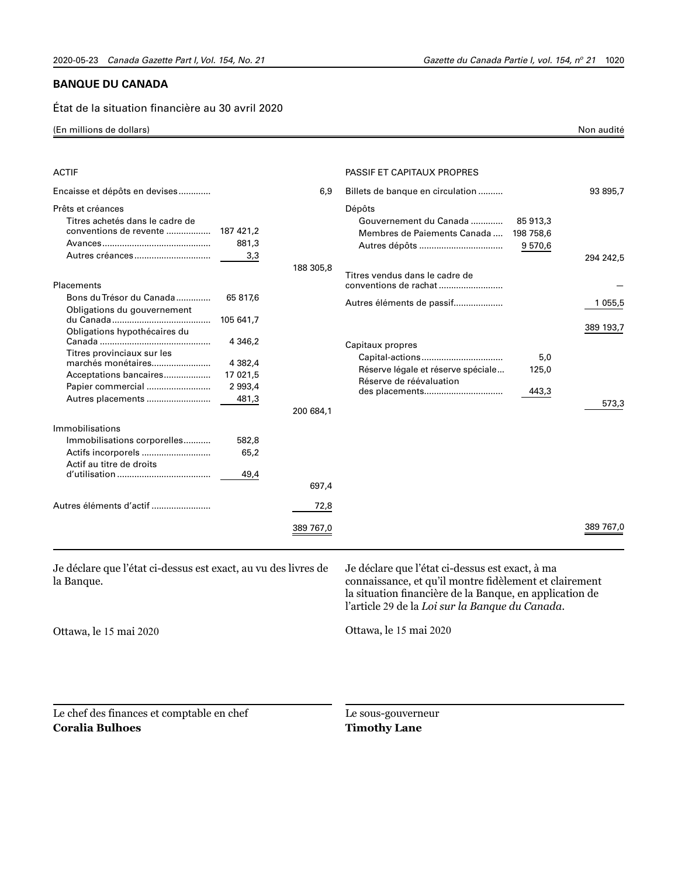## BANQUE DU CANADA

État de la situation financière au 30 avril 2020

(En millions de dollars) Non audité

| ACTIF | | |
|---|---|---|
| Encaisse et dépôts en devises | | 6,9 |
| Prêts et créances | | |
| Titres achetés dans le cadre de conventions de revente | 187 421,2 | |
| Avances | 881,3 | |
| Autres créances | 3,3 | |
| | | 188 305,8 |
| Placements | | |
| Bons du Trésor du Canada | 65 817,6 | |
| Obligations du gouvernement du Canada | 105 641,7 | |
| Obligations hypothécaires du Canada | 4 346,2 | |
| Titres provinciaux sur les marchés monétaires | 4 382,4 | |
| Acceptations bancaires | 17 021,5 | |
| Papier commercial | 2 993,4 | |
| Autres placements | 481,3 | |
| | | 200 684,1 |
| Immobilisations | | |
| Immobilisations corporelles | 582,8 | |
| Actifs incorporels | 65,2 | |
| Actif au titre de droits d'utilisation | 49,4 | |
| | | 697,4 |
| Autres éléments d'actif | | 72,8 |
| | | 389 767,0 |

| PASSIF ET CAPITAUX PROPRES | | |
|---|---|---|
| Billets de banque en circulation | | 93 895,7 |
| Dépôts | | |
| Gouvernement du Canada | 85 913,3 | |
| Membres de Paiements Canada | 198 758,6 | |
| Autres dépôts | 9 570,6 | |
| | | 294 242,5 |
| Titres vendus dans le cadre de conventions de rachat | | — |
| Autres éléments de passif | | 1 055,5 |
| | | 389 193,7 |
| Capitaux propres | | |
| Capital-actions | 5,0 | |
| Réserve légale et réserve spéciale | 125,0 | |
| Réserve de réévaluation des placements | 443,3 | |
| | | 573,3 |
| | | 389 767,0 |

Je déclare que l'état ci-dessus est exact, au vu des livres de la Banque.

Ottawa, le 15 mai 2020

Le chef des finances et comptable en chef
**Coralia Bulhoes**

Je déclare que l'état ci-dessus est exact, à ma connaissance, et qu'il montre fidèlement et clairement la situation financière de la Banque, en application de l'article 29 de la *Loi sur la Banque du Canada*.

Ottawa, le 15 mai 2020

Le sous-gouverneur
**Timothy Lane**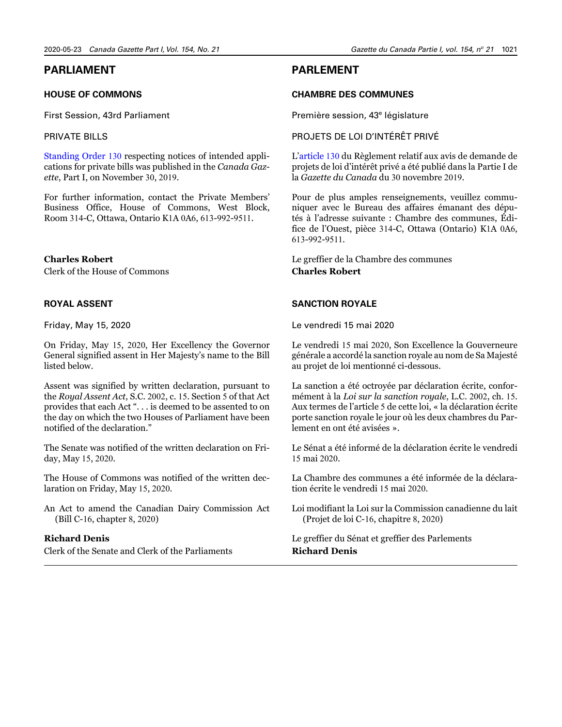# PARLIAMENT

## HOUSE OF COMMONS

First Session, 43rd Parliament

PRIVATE BILLS

Standing Order 130 respecting notices of intended applications for private bills was published in the *Canada Gazette*, Part I, on November 30, 2019.

For further information, contact the Private Members' Business Office, House of Commons, West Block, Room 314-C, Ottawa, Ontario K1A 0A6, 613-992-9511.

**Charles Robert**
Clerk of the House of Commons

## ROYAL ASSENT

Friday, May 15, 2020

On Friday, May 15, 2020, Her Excellency the Governor General signified assent in Her Majesty's name to the Bill listed below.

Assent was signified by written declaration, pursuant to the *Royal Assent Act*, S.C. 2002, c. 15. Section 5 of that Act provides that each Act ". . . is deemed to be assented to on the day on which the two Houses of Parliament have been notified of the declaration."

The Senate was notified of the written declaration on Friday, May 15, 2020.

The House of Commons was notified of the written declaration on Friday, May 15, 2020.

An Act to amend the Canadian Dairy Commission Act (Bill C-16, chapter 8, 2020)

**Richard Denis**
Clerk of the Senate and Clerk of the Parliaments

# PARLEMENT

## CHAMBRE DES COMMUNES

Première session, 43e législature

PROJETS DE LOI D'INTÉRÊT PRIVÉ

L'article 130 du Règlement relatif aux avis de demande de projets de loi d'intérêt privé a été publié dans la Partie I de la *Gazette du Canada* du 30 novembre 2019.

Pour de plus amples renseignements, veuillez communiquer avec le Bureau des affaires émanant des députés à l'adresse suivante : Chambre des communes, Édifice de l'Ouest, pièce 314-C, Ottawa (Ontario) K1A 0A6, 613-992-9511.

Le greffier de la Chambre des communes
**Charles Robert**

## SANCTION ROYALE

Le vendredi 15 mai 2020

Le vendredi 15 mai 2020, Son Excellence la Gouverneure générale a accordé la sanction royale au nom de Sa Majesté au projet de loi mentionné ci-dessous.

La sanction a été octroyée par déclaration écrite, conformément à la *Loi sur la sanction royale*, L.C. 2002, ch. 15. Aux termes de l'article 5 de cette loi, « la déclaration écrite porte sanction royale le jour où les deux chambres du Parlement en ont été avisées ».

Le Sénat a été informé de la déclaration écrite le vendredi 15 mai 2020.

La Chambre des communes a été informée de la déclaration écrite le vendredi 15 mai 2020.

Loi modifiant la Loi sur la Commission canadienne du lait (Projet de loi C-16, chapitre 8, 2020)

Le greffier du Sénat et greffier des Parlements
**Richard Denis**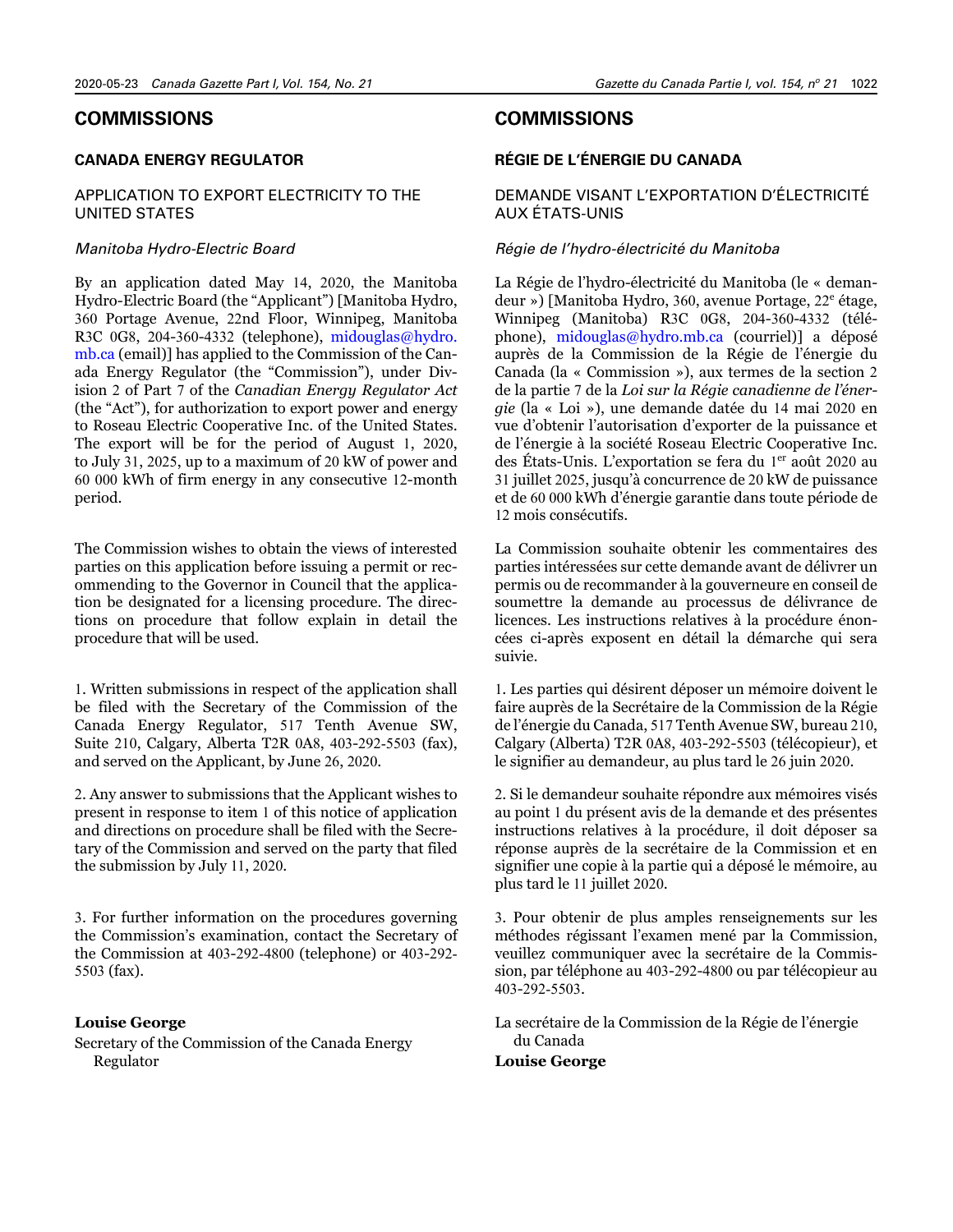# COMMISSIONS

## CANADA ENERGY REGULATOR

### APPLICATION TO EXPORT ELECTRICITY TO THE UNITED STATES

*Manitoba Hydro-Electric Board*

By an application dated May 14, 2020, the Manitoba Hydro-Electric Board (the "Applicant") [Manitoba Hydro, 360 Portage Avenue, 22nd Floor, Winnipeg, Manitoba R3C 0G8, 204-360-4332 (telephone), midouglas@hydro.mb.ca (email)] has applied to the Commission of the Canada Energy Regulator (the "Commission"), under Division 2 of Part 7 of the *Canadian Energy Regulator Act* (the "Act"), for authorization to export power and energy to Roseau Electric Cooperative Inc. of the United States. The export will be for the period of August 1, 2020, to July 31, 2025, up to a maximum of 20 kW of power and 60 000 kWh of firm energy in any consecutive 12-month period.

The Commission wishes to obtain the views of interested parties on this application before issuing a permit or recommending to the Governor in Council that the application be designated for a licensing procedure. The directions on procedure that follow explain in detail the procedure that will be used.

1. Written submissions in respect of the application shall be filed with the Secretary of the Commission of the Canada Energy Regulator, 517 Tenth Avenue SW, Suite 210, Calgary, Alberta T2R 0A8, 403-292-5503 (fax), and served on the Applicant, by June 26, 2020.

2. Any answer to submissions that the Applicant wishes to present in response to item 1 of this notice of application and directions on procedure shall be filed with the Secretary of the Commission and served on the party that filed the submission by July 11, 2020.

3. For further information on the procedures governing the Commission's examination, contact the Secretary of the Commission at 403-292-4800 (telephone) or 403-292-5503 (fax).

**Louise George**
Secretary of the Commission of the Canada Energy Regulator

# COMMISSIONS

## RÉGIE DE L'ÉNERGIE DU CANADA

### DEMANDE VISANT L'EXPORTATION D'ÉLECTRICITÉ AUX ÉTATS-UNIS

*Régie de l'hydro-électricité du Manitoba*

La Régie de l'hydro-électricité du Manitoba (le « demandeur ») [Manitoba Hydro, 360, avenue Portage, 22e étage, Winnipeg (Manitoba) R3C 0G8, 204-360-4332 (téléphone), midouglas@hydro.mb.ca (courriel)] a déposé auprès de la Commission de la Régie de l'énergie du Canada (la « Commission »), aux termes de la section 2 de la partie 7 de la *Loi sur la Régie canadienne de l'énergie* (la « Loi »), une demande datée du 14 mai 2020 en vue d'obtenir l'autorisation d'exporter de la puissance et de l'énergie à la société Roseau Electric Cooperative Inc. des États-Unis. L'exportation se fera du 1er août 2020 au 31 juillet 2025, jusqu'à concurrence de 20 kW de puissance et de 60 000 kWh d'énergie garantie dans toute période de 12 mois consécutifs.

La Commission souhaite obtenir les commentaires des parties intéressées sur cette demande avant de délivrer un permis ou de recommander à la gouverneure en conseil de soumettre la demande au processus de délivrance de licences. Les instructions relatives à la procédure énoncées ci-après exposent en détail la démarche qui sera suivie.

1. Les parties qui désirent déposer un mémoire doivent le faire auprès de la Secrétaire de la Commission de la Régie de l'énergie du Canada, 517 Tenth Avenue SW, bureau 210, Calgary (Alberta) T2R 0A8, 403-292-5503 (télécopieur), et le signifier au demandeur, au plus tard le 26 juin 2020.

2. Si le demandeur souhaite répondre aux mémoires visés au point 1 du présent avis de la demande et des présentes instructions relatives à la procédure, il doit déposer sa réponse auprès de la secrétaire de la Commission et en signifier une copie à la partie qui a déposé le mémoire, au plus tard le 11 juillet 2020.

3. Pour obtenir de plus amples renseignements sur les méthodes régissant l'examen mené par la Commission, veuillez communiquer avec la secrétaire de la Commission, par téléphone au 403-292-4800 ou par télécopieur au 403-292-5503.

La secrétaire de la Commission de la Régie de l'énergie du Canada
**Louise George**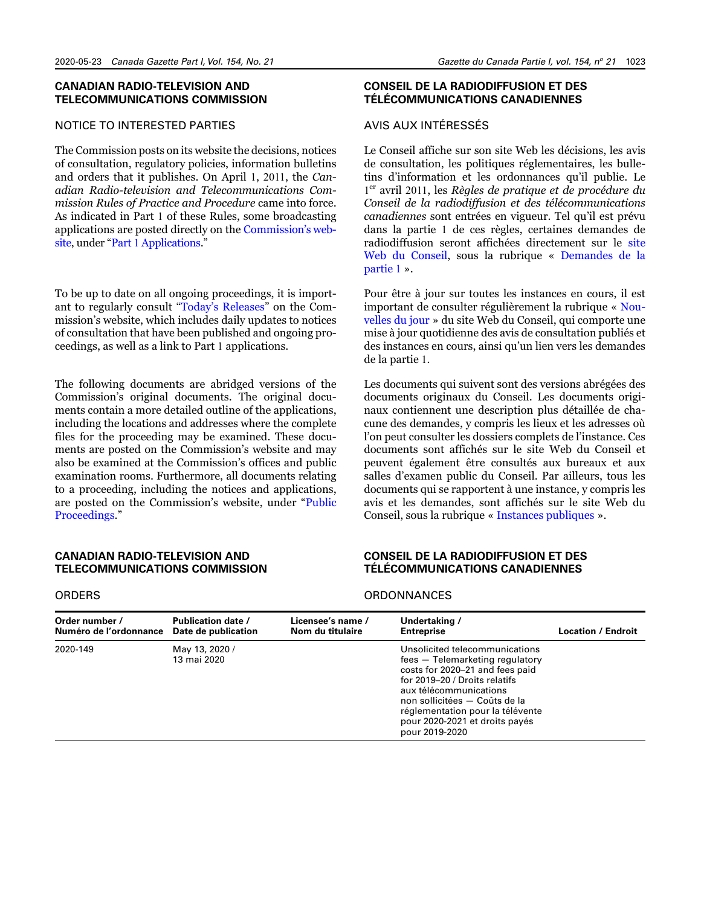## CANADIAN RADIO-TELEVISION AND TELECOMMUNICATIONS COMMISSION

### NOTICE TO INTERESTED PARTIES

The Commission posts on its website the decisions, notices of consultation, regulatory policies, information bulletins and orders that it publishes. On April 1, 2011, the *Canadian Radio-television and Telecommunications Commission Rules of Practice and Procedure* came into force. As indicated in Part 1 of these Rules, some broadcasting applications are posted directly on the Commission's website, under "Part 1 Applications."

To be up to date on all ongoing proceedings, it is important to regularly consult "Today's Releases" on the Commission's website, which includes daily updates to notices of consultation that have been published and ongoing proceedings, as well as a link to Part 1 applications.

The following documents are abridged versions of the Commission's original documents. The original documents contain a more detailed outline of the applications, including the locations and addresses where the complete files for the proceeding may be examined. These documents are posted on the Commission's website and may also be examined at the Commission's offices and public examination rooms. Furthermore, all documents relating to a proceeding, including the notices and applications, are posted on the Commission's website, under "Public Proceedings."

## CONSEIL DE LA RADIODIFFUSION ET DES TÉLÉCOMMUNICATIONS CANADIENNES

### AVIS AUX INTÉRESSÉS

Le Conseil affiche sur son site Web les décisions, les avis de consultation, les politiques réglementaires, les bulletins d'information et les ordonnances qu'il publie. Le 1er avril 2011, les *Règles de pratique et de procédure du Conseil de la radiodiffusion et des télécommunications canadiennes* sont entrées en vigueur. Tel qu'il est prévu dans la partie 1 de ces règles, certaines demandes de radiodiffusion seront affichées directement sur le site Web du Conseil, sous la rubrique « Demandes de la partie 1 ».

Pour être à jour sur toutes les instances en cours, il est important de consulter régulièrement la rubrique « Nouvelles du jour » du site Web du Conseil, qui comporte une mise à jour quotidienne des avis de consultation publiés et des instances en cours, ainsi qu'un lien vers les demandes de la partie 1.

Les documents qui suivent sont des versions abrégées des documents originaux du Conseil. Les documents originaux contiennent une description plus détaillée de chacune des demandes, y compris les lieux et les adresses où l'on peut consulter les dossiers complets de l'instance. Ces documents sont affichés sur le site Web du Conseil et peuvent également être consultés aux bureaux et aux salles d'examen public du Conseil. Par ailleurs, tous les documents qui se rapportent à une instance, y compris les avis et les demandes, sont affichés sur le site Web du Conseil, sous la rubrique « Instances publiques ».

## CANADIAN RADIO-TELEVISION AND TELECOMMUNICATIONS COMMISSION

## CONSEIL DE LA RADIODIFFUSION ET DES TÉLÉCOMMUNICATIONS CANADIENNES

### ORDERS

### ORDONNANCES

| Order number / Numéro de l'ordonnance | Publication date / Date de publication | Licensee's name / Nom du titulaire | Undertaking / Entreprise | Location / Endroit |
|---|---|---|---|---|
| 2020-149 | May 13, 2020 / 13 mai 2020 | | Unsolicited telecommunications fees — Telemarketing regulatory costs for 2020–21 and fees paid for 2019–20 / Droits relatifs aux télécommunications non sollicitées — Coûts de la réglementation pour la télévente pour 2020-2021 et droits payés pour 2019-2020 | |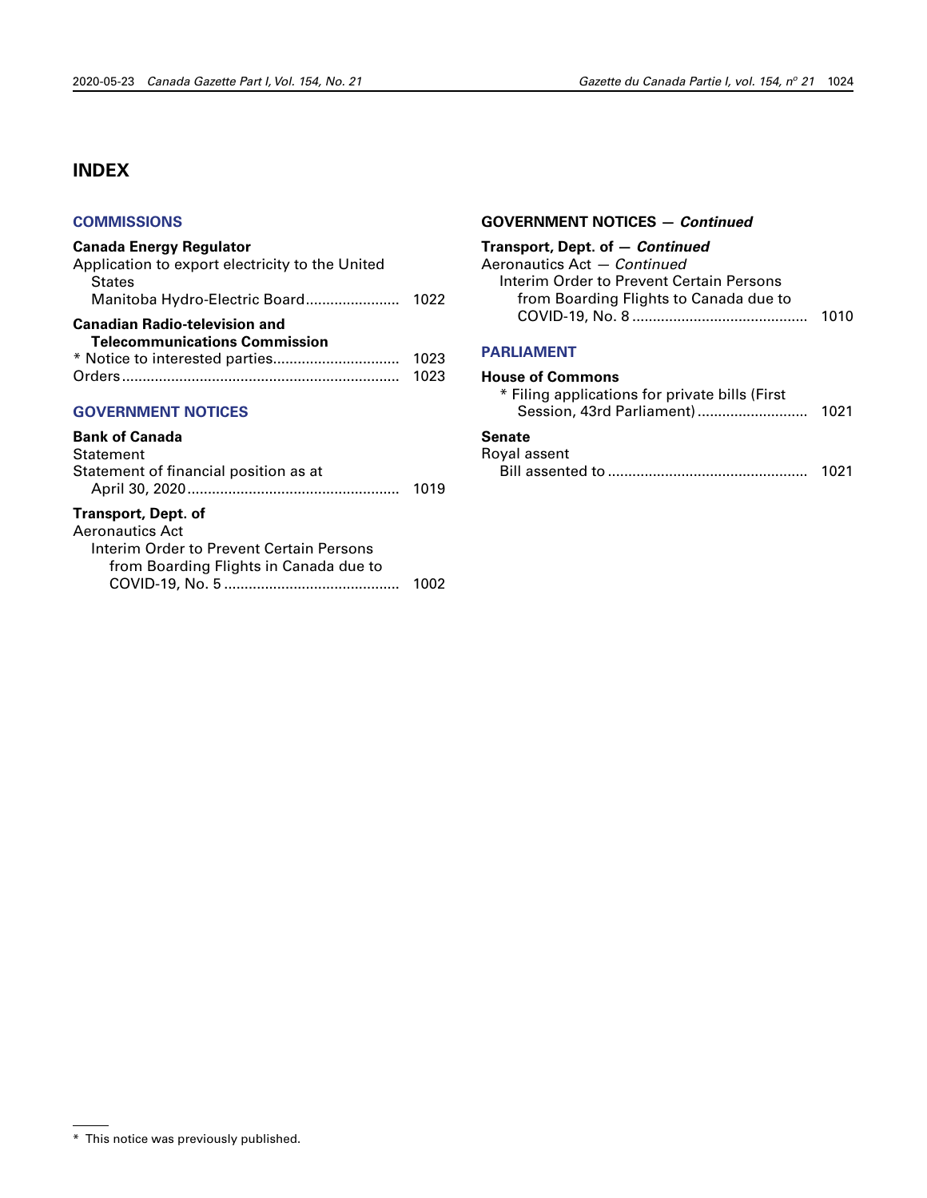# INDEX

## COMMISSIONS

**Canada Energy Regulator**
Application to export electricity to the United States
Manitoba Hydro-Electric Board....................... 1022

**Canadian Radio-television and Telecommunications Commission**
* Notice to interested parties.............................. 1023
Orders.................................................................... 1023

## GOVERNMENT NOTICES

**Bank of Canada**
Statement
Statement of financial position as at April 30, 2020.................................................... 1019

**Transport, Dept. of**
Aeronautics Act
Interim Order to Prevent Certain Persons from Boarding Flights in Canada due to COVID-19, No. 5........................................... 1002

## GOVERNMENT NOTICES — *Continued*

**Transport, Dept. of — *Continued***
Aeronautics Act — *Continued*
Interim Order to Prevent Certain Persons from Boarding Flights to Canada due to COVID-19, No. 8........................................... 1010

## PARLIAMENT

**House of Commons**
* Filing applications for private bills (First Session, 43rd Parliament)........................... 1021

**Senate**
Royal assent
Bill assented to................................................ 1021

* This notice was previously published.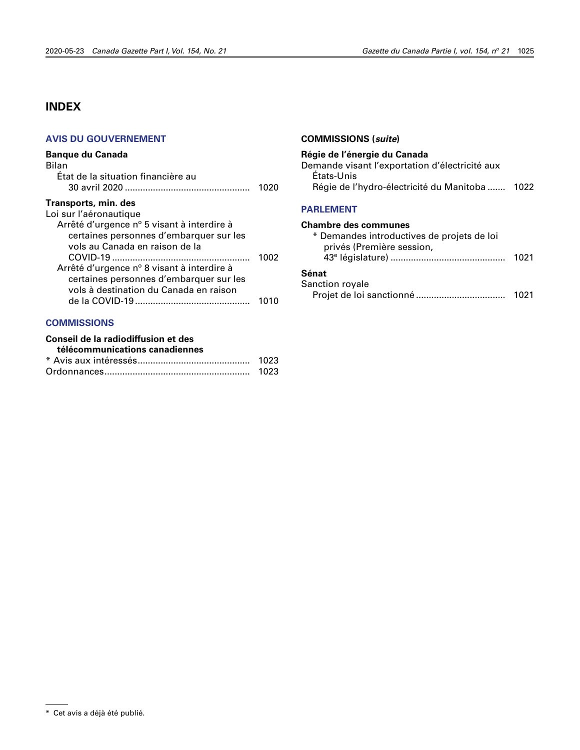# INDEX

## AVIS DU GOUVERNEMENT

**Banque du Canada**
Bilan
État de la situation financière au 30 avril 2020 ........ 1020

**Transports, min. des**
Loi sur l'aéronautique
Arrêté d'urgence n° 5 visant à interdire à certaines personnes d'embarquer sur les vols au Canada en raison de la COVID-19 ........ 1002
Arrêté d'urgence n° 8 visant à interdire à certaines personnes d'embarquer sur les vols à destination du Canada en raison de la COVID-19 ........ 1010

## COMMISSIONS

**Conseil de la radiodiffusion et des télécommunications canadiennes**
* Avis aux intéressés ........ 1023
Ordonnances ........ 1023

## COMMISSIONS (*suite*)

**Régie de l'énergie du Canada**
Demande visant l'exportation d'électricité aux États-Unis
Régie de l'hydro-électricité du Manitoba ........ 1022

## PARLEMENT

**Chambre des communes**
* Demandes introductives de projets de loi privés (Première session, 43e législature) ........ 1021

**Sénat**
Sanction royale
Projet de loi sanctionné ........ 1021

* Cet avis a déjà été publié.